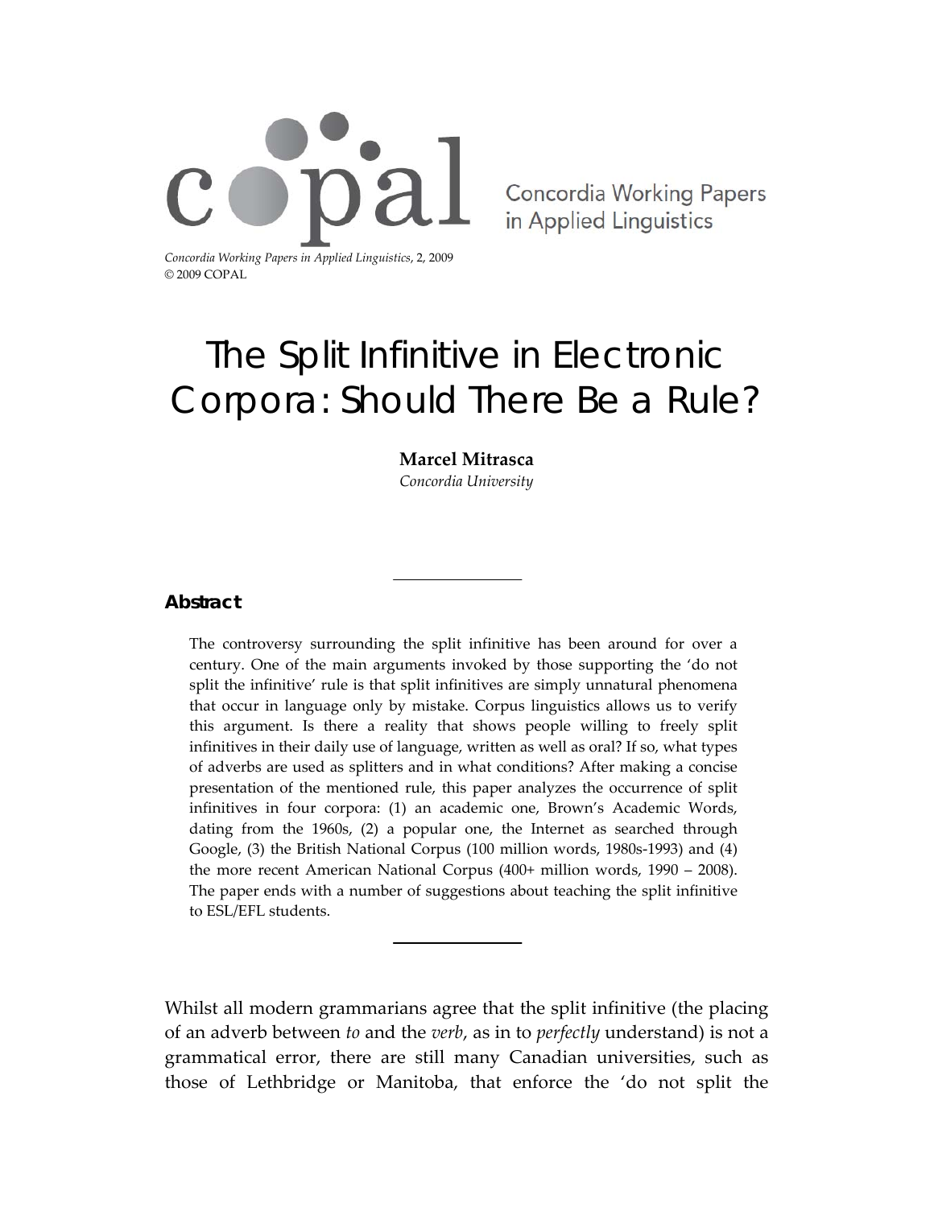Concordia Working Papers in Applied Linguistics

*Concordia Working Papers in Applied Linguistics*, 2, 2009
© 2009 COPAL

# The Split Infinitive in Electronic Corpora: Should There Be a Rule?

**Marcel Mitrasca**
*Concordia University*

---

**Abstract**

The controversy surrounding the split infinitive has been around for over a century. One of the main arguments invoked by those supporting the 'do not split the infinitive' rule is that split infinitives are simply unnatural phenomena that occur in language only by mistake. Corpus linguistics allows us to verify this argument. Is there a reality that shows people willing to freely split infinitives in their daily use of language, written as well as oral? If so, what types of adverbs are used as splitters and in what conditions? After making a concise presentation of the mentioned rule, this paper analyzes the occurrence of split infinitives in four corpora: (1) an academic one, Brown's Academic Words, dating from the 1960s, (2) a popular one, the Internet as searched through Google, (3) the British National Corpus (100 million words, 1980s-1993) and (4) the more recent American National Corpus (400+ million words, 1990 – 2008). The paper ends with a number of suggestions about teaching the split infinitive to ESL/EFL students.

---

Whilst all modern grammarians agree that the split infinitive (the placing of an adverb between *to* and the *verb*, as in to *perfectly* understand) is not a grammatical error, there are still many Canadian universities, such as those of Lethbridge or Manitoba, that enforce the 'do not split the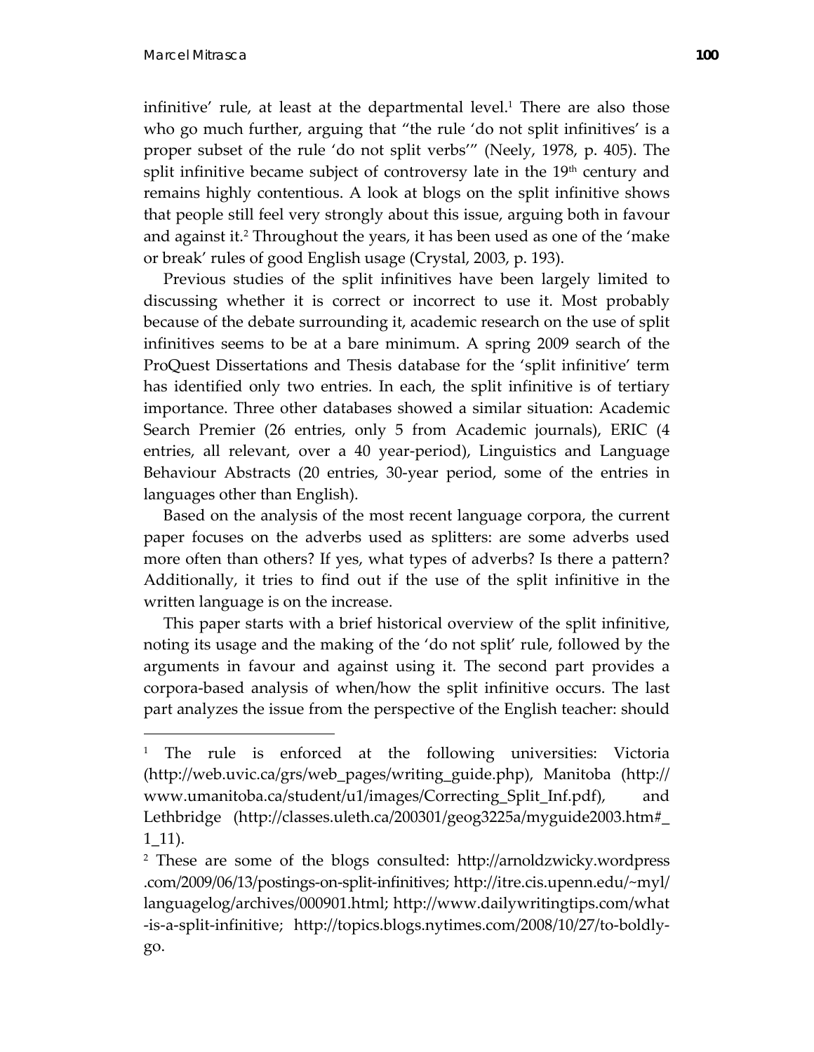infinitive' rule, at least at the departmental level.[1] There are also those who go much further, arguing that "the rule 'do not split infinitives' is a proper subset of the rule 'do not split verbs'" (Neely, 1978, p. 405). The split infinitive became subject of controversy late in the 19th century and remains highly contentious. A look at blogs on the split infinitive shows that people still feel very strongly about this issue, arguing both in favour and against it.[2] Throughout the years, it has been used as one of the 'make or break' rules of good English usage (Crystal, 2003, p. 193).

Previous studies of the split infinitives have been largely limited to discussing whether it is correct or incorrect to use it. Most probably because of the debate surrounding it, academic research on the use of split infinitives seems to be at a bare minimum. A spring 2009 search of the ProQuest Dissertations and Thesis database for the 'split infinitive' term has identified only two entries. In each, the split infinitive is of tertiary importance. Three other databases showed a similar situation: Academic Search Premier (26 entries, only 5 from Academic journals), ERIC (4 entries, all relevant, over a 40 year-period), Linguistics and Language Behaviour Abstracts (20 entries, 30-year period, some of the entries in languages other than English).

Based on the analysis of the most recent language corpora, the current paper focuses on the adverbs used as splitters: are some adverbs used more often than others? If yes, what types of adverbs? Is there a pattern? Additionally, it tries to find out if the use of the split infinitive in the written language is on the increase.

This paper starts with a brief historical overview of the split infinitive, noting its usage and the making of the 'do not split' rule, followed by the arguments in favour and against using it. The second part provides a corpora-based analysis of when/how the split infinitive occurs. The last part analyzes the issue from the perspective of the English teacher: should

---

[1] The rule is enforced at the following universities: Victoria (http://web.uvic.ca/grs/web_pages/writing_guide.php), Manitoba (http://www.umanitoba.ca/student/u1/images/Correcting_Split_Inf.pdf), and Lethbridge (http://classes.uleth.ca/200301/geog3225a/myguide2003.htm#_1_11).

[2] These are some of the blogs consulted: http://arnoldzwicky.wordpress.com/2009/06/13/postings-on-split-infinitives; http://itre.cis.upenn.edu/~myl/languagelog/archives/000901.html; http://www.dailywritingtips.com/what-is-a-split-infinitive; http://topics.blogs.nytimes.com/2008/10/27/to-boldly-go.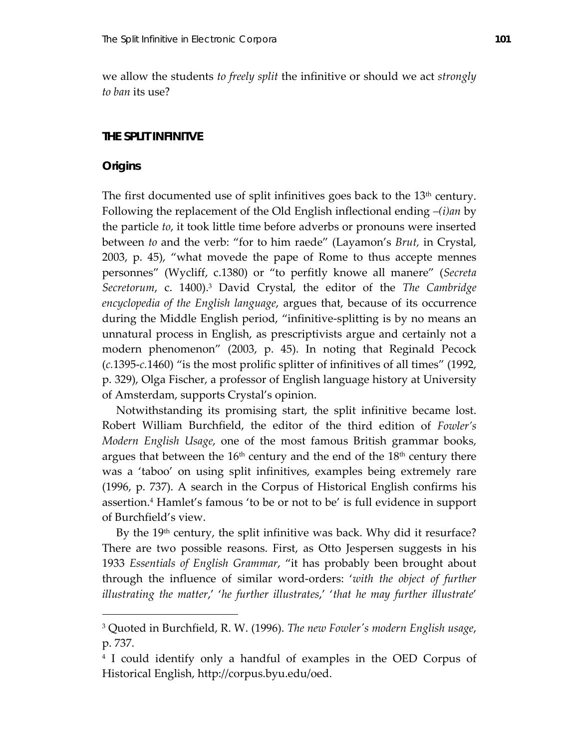we allow the students *to freely split* the infinitive or should we act *strongly to ban* its use?

## THE SPLIT INFINITIVE

### Origins

The first documented use of split infinitives goes back to the 13th century. Following the replacement of the Old English inflectional ending *–(i)an* by the particle *to*, it took little time before adverbs or pronouns were inserted between *to* and the verb: "for to him raede" (Layamon's *Brut*, in Crystal, 2003, p. 45), "what movede the pape of Rome to thus accepte mennes personnes" (Wycliff, c.1380) or "to perfitly knowe all manere" (*Secreta Secretorum*, c. 1400).[3] David Crystal, the editor of the *The Cambridge encyclopedia of the English language*, argues that, because of its occurrence during the Middle English period, "infinitive-splitting is by no means an unnatural process in English, as prescriptivists argue and certainly not a modern phenomenon" (2003, p. 45). In noting that Reginald Pecock (*c.*1395-*c.*1460) "is the most prolific splitter of infinitives of all times" (1992, p. 329), Olga Fischer, a professor of English language history at University of Amsterdam, supports Crystal's opinion.

Notwithstanding its promising start, the split infinitive became lost. Robert William Burchfield, the editor of the third edition of *Fowler's Modern English Usage*, one of the most famous British grammar books, argues that between the 16th century and the end of the 18th century there was a 'taboo' on using split infinitives, examples being extremely rare (1996, p. 737). A search in the Corpus of Historical English confirms his assertion.[4] Hamlet's famous 'to be or not to be' is full evidence in support of Burchfield's view.

By the 19th century, the split infinitive was back. Why did it resurface? There are two possible reasons. First, as Otto Jespersen suggests in his 1933 *Essentials of English Grammar*, "it has probably been brought about through the influence of similar word-orders: '*with the object of further illustrating the matter*,' '*he further illustrates*,' '*that he may further illustrate*'

---

[3] Quoted in Burchfield, R. W. (1996). *The new Fowler's modern English usage*, p. 737.

[4] I could identify only a handful of examples in the OED Corpus of Historical English, http://corpus.byu.edu/oed.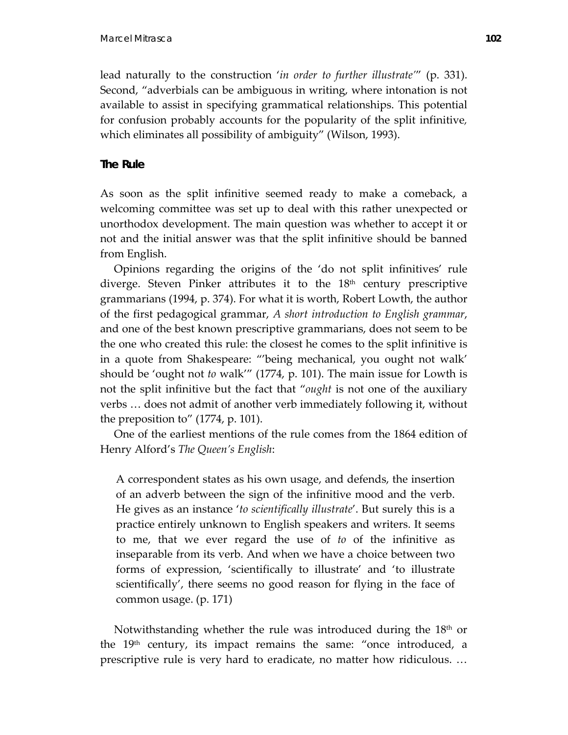lead naturally to the construction '*in order to further illustrate*'" (p. 331). Second, "adverbials can be ambiguous in writing, where intonation is not available to assist in specifying grammatical relationships. This potential for confusion probably accounts for the popularity of the split infinitive, which eliminates all possibility of ambiguity" (Wilson, 1993).

## The Rule

As soon as the split infinitive seemed ready to make a comeback, a welcoming committee was set up to deal with this rather unexpected or unorthodox development. The main question was whether to accept it or not and the initial answer was that the split infinitive should be banned from English.

Opinions regarding the origins of the 'do not split infinitives' rule diverge. Steven Pinker attributes it to the 18th century prescriptive grammarians (1994, p. 374). For what it is worth, Robert Lowth, the author of the first pedagogical grammar, *A short introduction to English grammar*, and one of the best known prescriptive grammarians, does not seem to be the one who created this rule: the closest he comes to the split infinitive is in a quote from Shakespeare: "'being mechanical, you ought not walk' should be 'ought not *to* walk'" (1774, p. 101). The main issue for Lowth is not the split infinitive but the fact that "*ought* is not one of the auxiliary verbs … does not admit of another verb immediately following it, without the preposition to" (1774, p. 101).

One of the earliest mentions of the rule comes from the 1864 edition of Henry Alford's *The Queen's English*:

> A correspondent states as his own usage, and defends, the insertion of an adverb between the sign of the infinitive mood and the verb. He gives as an instance '*to scientifically illustrate*'. But surely this is a practice entirely unknown to English speakers and writers. It seems to me, that we ever regard the use of *to* of the infinitive as inseparable from its verb. And when we have a choice between two forms of expression, 'scientifically to illustrate' and 'to illustrate scientifically', there seems no good reason for flying in the face of common usage. (p. 171)

Notwithstanding whether the rule was introduced during the 18th or the 19th century, its impact remains the same: "once introduced, a prescriptive rule is very hard to eradicate, no matter how ridiculous. …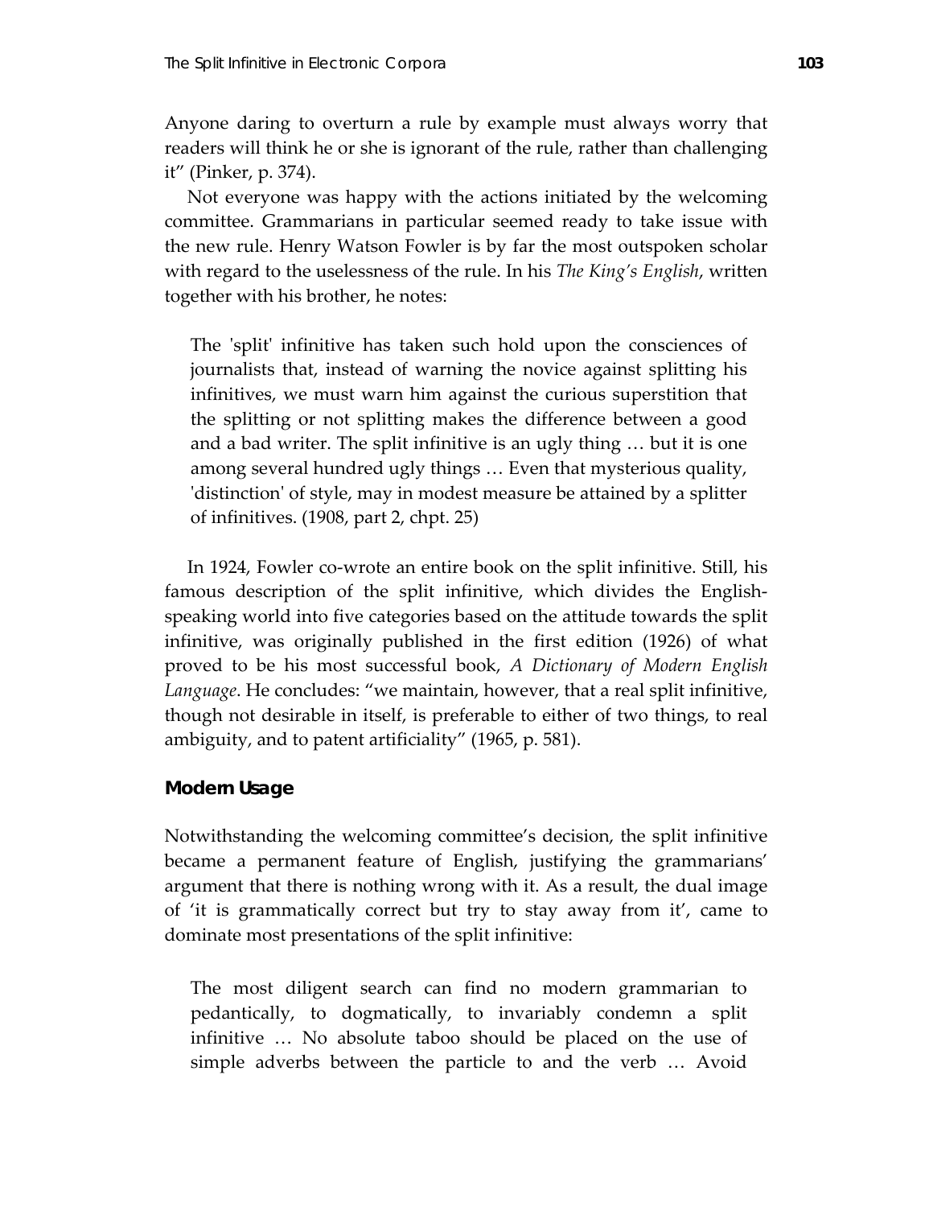Anyone daring to overturn a rule by example must always worry that readers will think he or she is ignorant of the rule, rather than challenging it" (Pinker, p. 374).

Not everyone was happy with the actions initiated by the welcoming committee. Grammarians in particular seemed ready to take issue with the new rule. Henry Watson Fowler is by far the most outspoken scholar with regard to the uselessness of the rule. In his *The King's English*, written together with his brother, he notes:

> The 'split' infinitive has taken such hold upon the consciences of journalists that, instead of warning the novice against splitting his infinitives, we must warn him against the curious superstition that the splitting or not splitting makes the difference between a good and a bad writer. The split infinitive is an ugly thing … but it is one among several hundred ugly things … Even that mysterious quality, 'distinction' of style, may in modest measure be attained by a splitter of infinitives. (1908, part 2, chpt. 25)

In 1924, Fowler co-wrote an entire book on the split infinitive. Still, his famous description of the split infinitive, which divides the English-speaking world into five categories based on the attitude towards the split infinitive, was originally published in the first edition (1926) of what proved to be his most successful book, *A Dictionary of Modern English Language*. He concludes: "we maintain, however, that a real split infinitive, though not desirable in itself, is preferable to either of two things, to real ambiguity, and to patent artificiality" (1965, p. 581).

## Modern Usage

Notwithstanding the welcoming committee's decision, the split infinitive became a permanent feature of English, justifying the grammarians' argument that there is nothing wrong with it. As a result, the dual image of 'it is grammatically correct but try to stay away from it', came to dominate most presentations of the split infinitive:

> The most diligent search can find no modern grammarian to pedantically, to dogmatically, to invariably condemn a split infinitive … No absolute taboo should be placed on the use of simple adverbs between the particle to and the verb … Avoid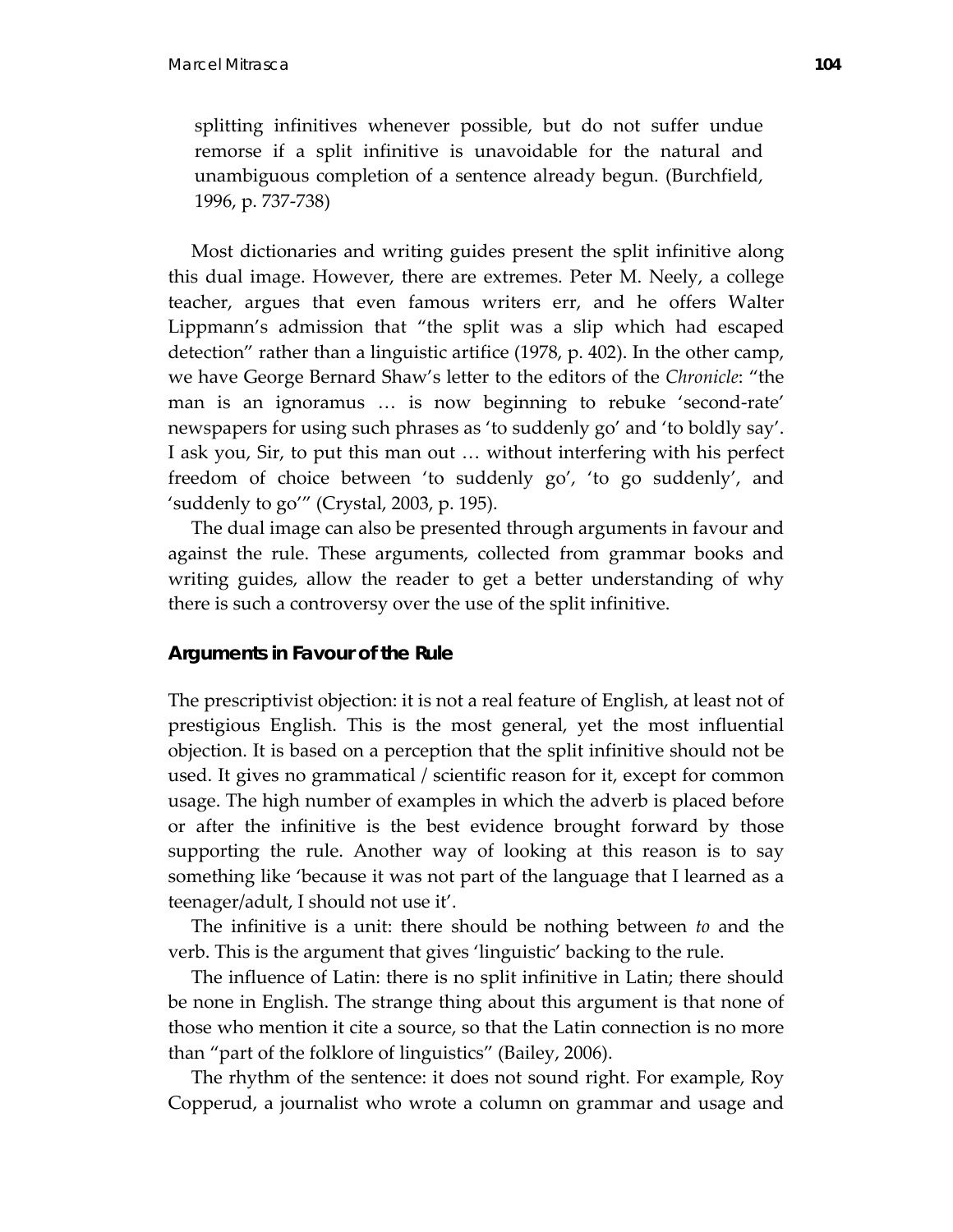splitting infinitives whenever possible, but do not suffer undue remorse if a split infinitive is unavoidable for the natural and unambiguous completion of a sentence already begun. (Burchfield, 1996, p. 737-738)

Most dictionaries and writing guides present the split infinitive along this dual image. However, there are extremes. Peter M. Neely, a college teacher, argues that even famous writers err, and he offers Walter Lippmann's admission that "the split was a slip which had escaped detection" rather than a linguistic artifice (1978, p. 402). In the other camp, we have George Bernard Shaw's letter to the editors of the *Chronicle*: "the man is an ignoramus … is now beginning to rebuke 'second-rate' newspapers for using such phrases as 'to suddenly go' and 'to boldly say'. I ask you, Sir, to put this man out … without interfering with his perfect freedom of choice between 'to suddenly go', 'to go suddenly', and 'suddenly to go'" (Crystal, 2003, p. 195).

The dual image can also be presented through arguments in favour and against the rule. These arguments, collected from grammar books and writing guides, allow the reader to get a better understanding of why there is such a controversy over the use of the split infinitive.

### Arguments in Favour of the Rule

The prescriptivist objection: it is not a real feature of English, at least not of prestigious English. This is the most general, yet the most influential objection. It is based on a perception that the split infinitive should not be used. It gives no grammatical / scientific reason for it, except for common usage. The high number of examples in which the adverb is placed before or after the infinitive is the best evidence brought forward by those supporting the rule. Another way of looking at this reason is to say something like 'because it was not part of the language that I learned as a teenager/adult, I should not use it'.

The infinitive is a unit: there should be nothing between *to* and the verb. This is the argument that gives 'linguistic' backing to the rule.

The influence of Latin: there is no split infinitive in Latin; there should be none in English. The strange thing about this argument is that none of those who mention it cite a source, so that the Latin connection is no more than "part of the folklore of linguistics" (Bailey, 2006).

The rhythm of the sentence: it does not sound right. For example, Roy Copperud, a journalist who wrote a column on grammar and usage and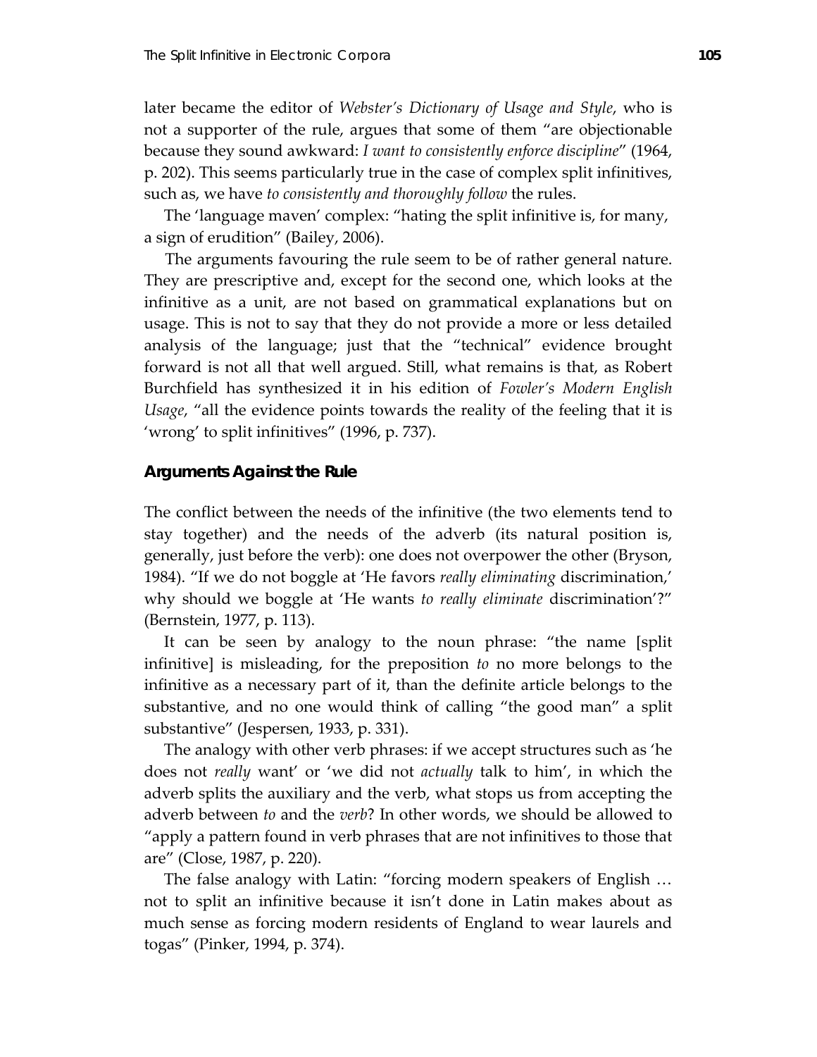later became the editor of *Webster's Dictionary of Usage and Style*, who is not a supporter of the rule, argues that some of them "are objectionable because they sound awkward: *I want to consistently enforce discipline*" (1964, p. 202). This seems particularly true in the case of complex split infinitives, such as, we have *to consistently and thoroughly follow* the rules.

The 'language maven' complex: "hating the split infinitive is, for many, a sign of erudition" (Bailey, 2006).

The arguments favouring the rule seem to be of rather general nature. They are prescriptive and, except for the second one, which looks at the infinitive as a unit, are not based on grammatical explanations but on usage. This is not to say that they do not provide a more or less detailed analysis of the language; just that the "technical" evidence brought forward is not all that well argued. Still, what remains is that, as Robert Burchfield has synthesized it in his edition of *Fowler's Modern English Usage*, "all the evidence points towards the reality of the feeling that it is 'wrong' to split infinitives" (1996, p. 737).

## Arguments Against the Rule

The conflict between the needs of the infinitive (the two elements tend to stay together) and the needs of the adverb (its natural position is, generally, just before the verb): one does not overpower the other (Bryson, 1984). "If we do not boggle at 'He favors *really eliminating* discrimination,' why should we boggle at 'He wants *to really eliminate* discrimination'?" (Bernstein, 1977, p. 113).

It can be seen by analogy to the noun phrase: "the name [split infinitive] is misleading, for the preposition *to* no more belongs to the infinitive as a necessary part of it, than the definite article belongs to the substantive, and no one would think of calling "the good man" a split substantive" (Jespersen, 1933, p. 331).

The analogy with other verb phrases: if we accept structures such as 'he does not *really* want' or 'we did not *actually* talk to him', in which the adverb splits the auxiliary and the verb, what stops us from accepting the adverb between *to* and the *verb*? In other words, we should be allowed to "apply a pattern found in verb phrases that are not infinitives to those that are" (Close, 1987, p. 220).

The false analogy with Latin: "forcing modern speakers of English … not to split an infinitive because it isn't done in Latin makes about as much sense as forcing modern residents of England to wear laurels and togas" (Pinker, 1994, p. 374).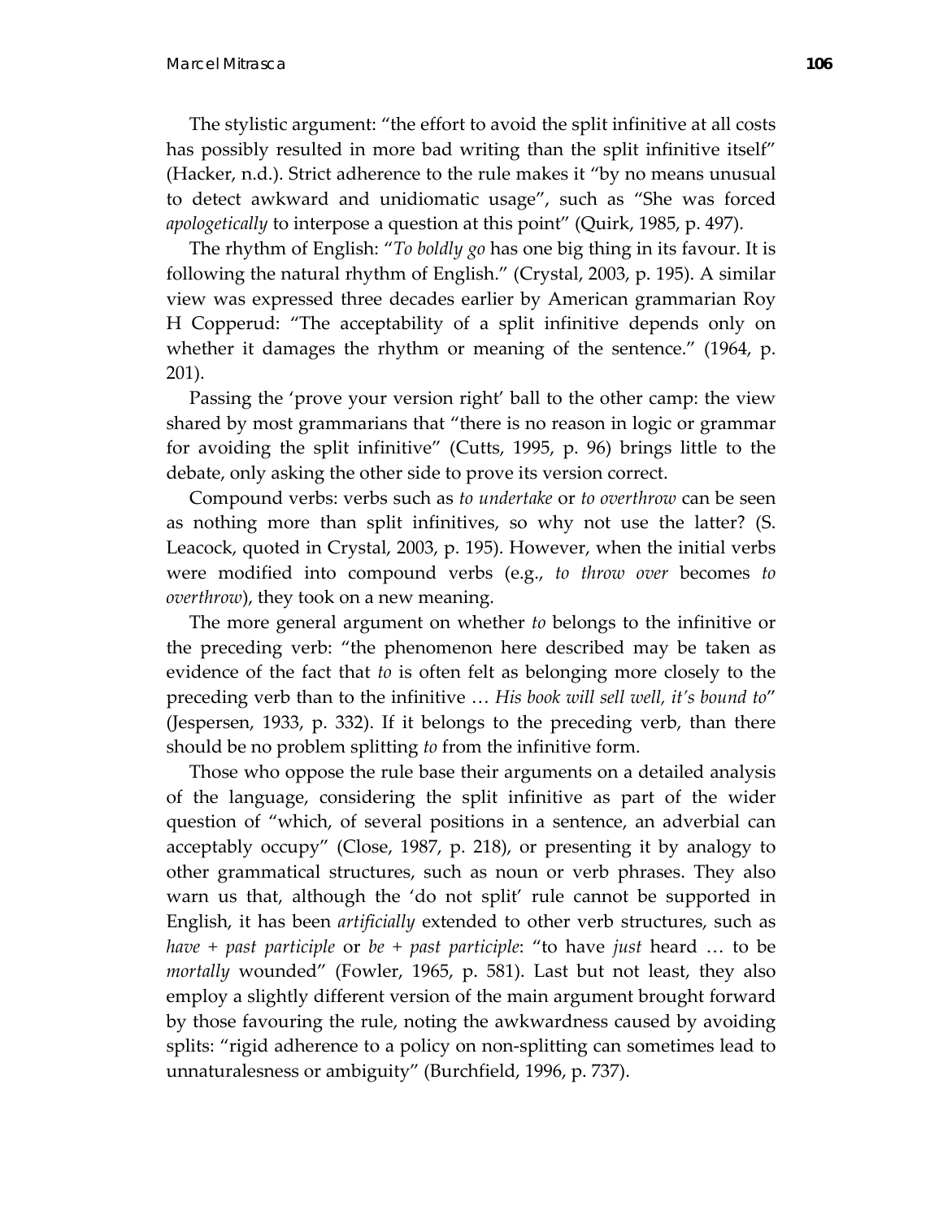The stylistic argument: “the effort to avoid the split infinitive at all costs has possibly resulted in more bad writing than the split infinitive itself” (Hacker, n.d.). Strict adherence to the rule makes it “by no means unusual to detect awkward and unidiomatic usage”, such as “She was forced *apologetically* to interpose a question at this point” (Quirk, 1985, p. 497).

The rhythm of English: “*To boldly go* has one big thing in its favour. It is following the natural rhythm of English.” (Crystal, 2003, p. 195). A similar view was expressed three decades earlier by American grammarian Roy H Copperud: “The acceptability of a split infinitive depends only on whether it damages the rhythm or meaning of the sentence.” (1964, p. 201).

Passing the ‘prove your version right’ ball to the other camp: the view shared by most grammarians that “there is no reason in logic or grammar for avoiding the split infinitive” (Cutts, 1995, p. 96) brings little to the debate, only asking the other side to prove its version correct.

Compound verbs: verbs such as *to undertake* or *to overthrow* can be seen as nothing more than split infinitives, so why not use the latter? (S. Leacock, quoted in Crystal, 2003, p. 195). However, when the initial verbs were modified into compound verbs (e.g., *to throw over* becomes *to overthrow*), they took on a new meaning.

The more general argument on whether *to* belongs to the infinitive or the preceding verb: “the phenomenon here described may be taken as evidence of the fact that *to* is often felt as belonging more closely to the preceding verb than to the infinitive … *His book will sell well, it’s bound to*” (Jespersen, 1933, p. 332). If it belongs to the preceding verb, than there should be no problem splitting *to* from the infinitive form.

Those who oppose the rule base their arguments on a detailed analysis of the language, considering the split infinitive as part of the wider question of “which, of several positions in a sentence, an adverbial can acceptably occupy” (Close, 1987, p. 218), or presenting it by analogy to other grammatical structures, such as noun or verb phrases. They also warn us that, although the ‘do not split’ rule cannot be supported in English, it has been *artificially* extended to other verb structures, such as *have + past participle* or *be + past participle*: “to have *just* heard … to be *mortally* wounded” (Fowler, 1965, p. 581). Last but not least, they also employ a slightly different version of the main argument brought forward by those favouring the rule, noting the awkwardness caused by avoiding splits: “rigid adherence to a policy on non-splitting can sometimes lead to unnaturalesness or ambiguity” (Burchfield, 1996, p. 737).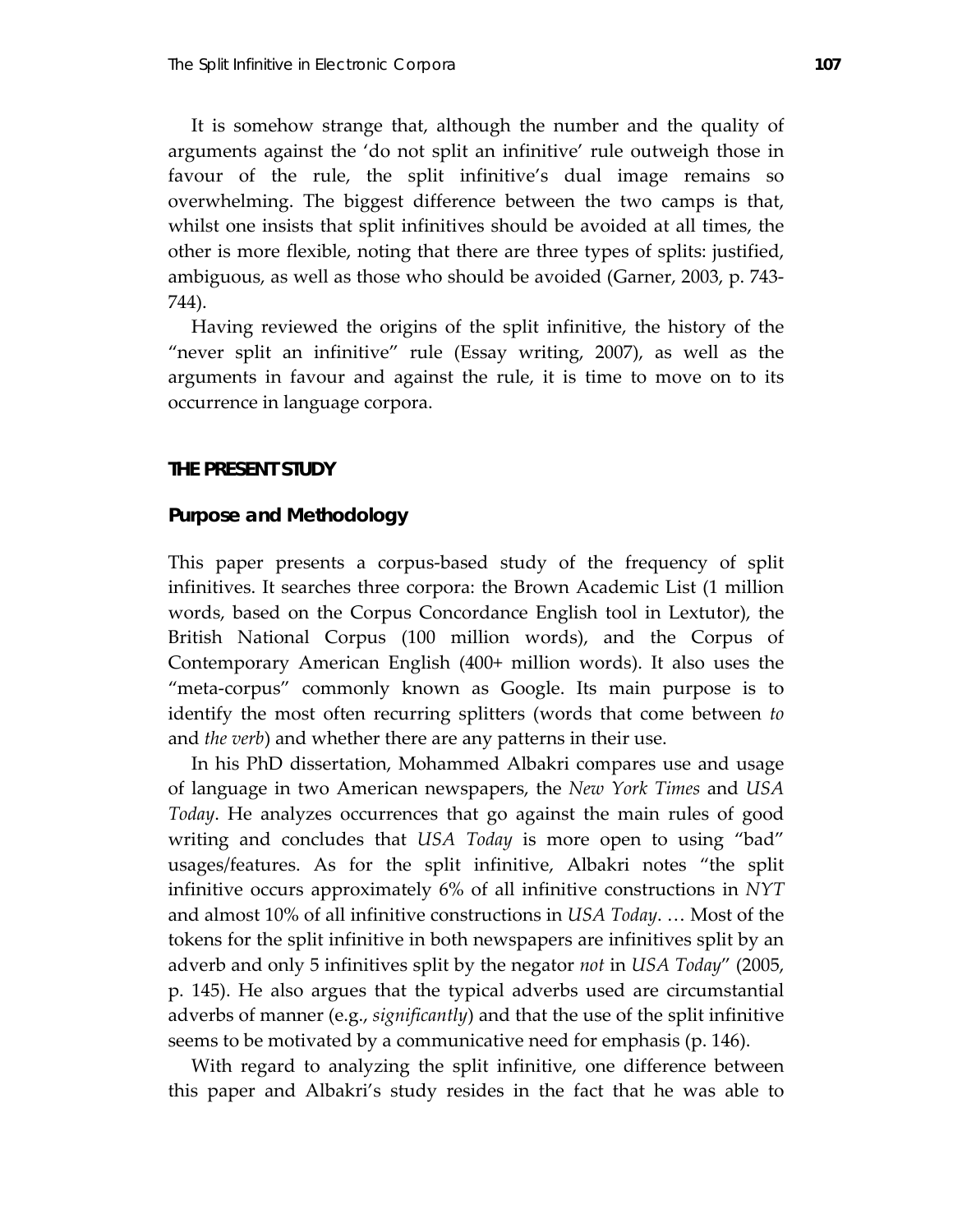It is somehow strange that, although the number and the quality of arguments against the 'do not split an infinitive' rule outweigh those in favour of the rule, the split infinitive's dual image remains so overwhelming. The biggest difference between the two camps is that, whilst one insists that split infinitives should be avoided at all times, the other is more flexible, noting that there are three types of splits: justified, ambiguous, as well as those who should be avoided (Garner, 2003, p. 743-744).

Having reviewed the origins of the split infinitive, the history of the "never split an infinitive" rule (Essay writing, 2007), as well as the arguments in favour and against the rule, it is time to move on to its occurrence in language corpora.

## THE PRESENT STUDY

### Purpose and Methodology

This paper presents a corpus-based study of the frequency of split infinitives. It searches three corpora: the Brown Academic List (1 million words, based on the Corpus Concordance English tool in Lextutor), the British National Corpus (100 million words), and the Corpus of Contemporary American English (400+ million words). It also uses the "meta-corpus" commonly known as Google. Its main purpose is to identify the most often recurring splitters (words that come between *to* and *the verb*) and whether there are any patterns in their use.

In his PhD dissertation, Mohammed Albakri compares use and usage of language in two American newspapers, the *New York Times* and *USA Today*. He analyzes occurrences that go against the main rules of good writing and concludes that *USA Today* is more open to using "bad" usages/features. As for the split infinitive, Albakri notes "the split infinitive occurs approximately 6% of all infinitive constructions in *NYT* and almost 10% of all infinitive constructions in *USA Today*. … Most of the tokens for the split infinitive in both newspapers are infinitives split by an adverb and only 5 infinitives split by the negator *not* in *USA Today*" (2005, p. 145). He also argues that the typical adverbs used are circumstantial adverbs of manner (e.g., *significantly*) and that the use of the split infinitive seems to be motivated by a communicative need for emphasis (p. 146).

With regard to analyzing the split infinitive, one difference between this paper and Albakri's study resides in the fact that he was able to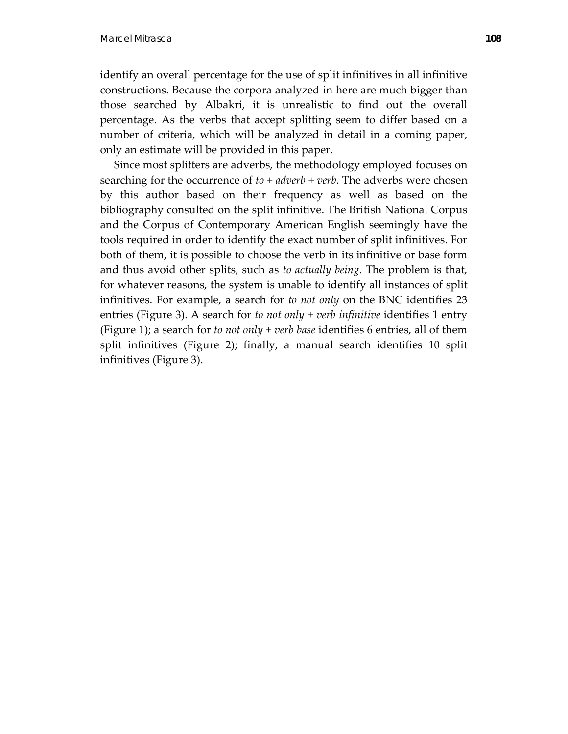identify an overall percentage for the use of split infinitives in all infinitive constructions. Because the corpora analyzed in here are much bigger than those searched by Albakri, it is unrealistic to find out the overall percentage. As the verbs that accept splitting seem to differ based on a number of criteria, which will be analyzed in detail in a coming paper, only an estimate will be provided in this paper.

Since most splitters are adverbs, the methodology employed focuses on searching for the occurrence of *to + adverb + verb*. The adverbs were chosen by this author based on their frequency as well as based on the bibliography consulted on the split infinitive. The British National Corpus and the Corpus of Contemporary American English seemingly have the tools required in order to identify the exact number of split infinitives. For both of them, it is possible to choose the verb in its infinitive or base form and thus avoid other splits, such as *to actually being*. The problem is that, for whatever reasons, the system is unable to identify all instances of split infinitives. For example, a search for *to not only* on the BNC identifies 23 entries (Figure 3). A search for *to not only + verb infinitive* identifies 1 entry (Figure 1); a search for *to not only + verb base* identifies 6 entries, all of them split infinitives (Figure 2); finally, a manual search identifies 10 split infinitives (Figure 3).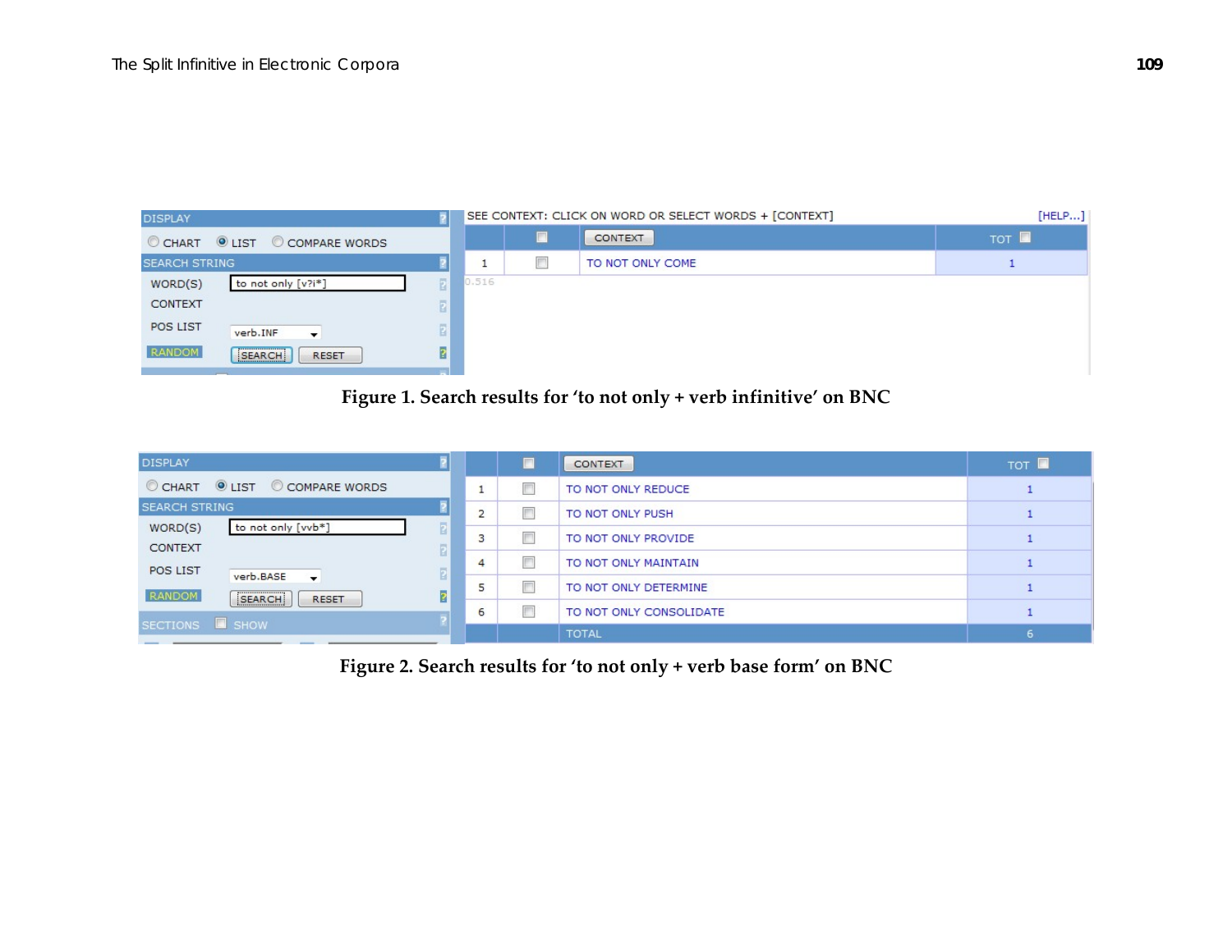| DISPLAY | |
|---|---|
| CHART / LIST / COMPARE WORDS | |
| SEARCH STRING | |
| WORD(S) | to not only [v?i*] |
| CONTEXT | |
| POS LIST | verb.INF |
| RANDOM | SEARCH / RESET |

SEE CONTEXT: CLICK ON WORD OR SELECT WORDS + [CONTEXT] [HELP...]

| | | CONTEXT | TOT |
|---|---|---|---|
| 1 | | TO NOT ONLY COME | 1 |

0.516

Figure 1. Search results for 'to not only + verb infinitive' on BNC

| DISPLAY | |
|---|---|
| CHART / LIST / COMPARE WORDS | |
| SEARCH STRING | |
| WORD(S) | to not only [vvb*] |
| CONTEXT | |
| POS LIST | verb.BASE |
| RANDOM | SEARCH / RESET |
| SECTIONS | SHOW |

| | | CONTEXT | TOT |
|---|---|---|---|
| 1 | | TO NOT ONLY REDUCE | 1 |
| 2 | | TO NOT ONLY PUSH | 1 |
| 3 | | TO NOT ONLY PROVIDE | 1 |
| 4 | | TO NOT ONLY MAINTAIN | 1 |
| 5 | | TO NOT ONLY DETERMINE | 1 |
| 6 | | TO NOT ONLY CONSOLIDATE | 1 |
| | | TOTAL | 6 |

Figure 2. Search results for 'to not only + verb base form' on BNC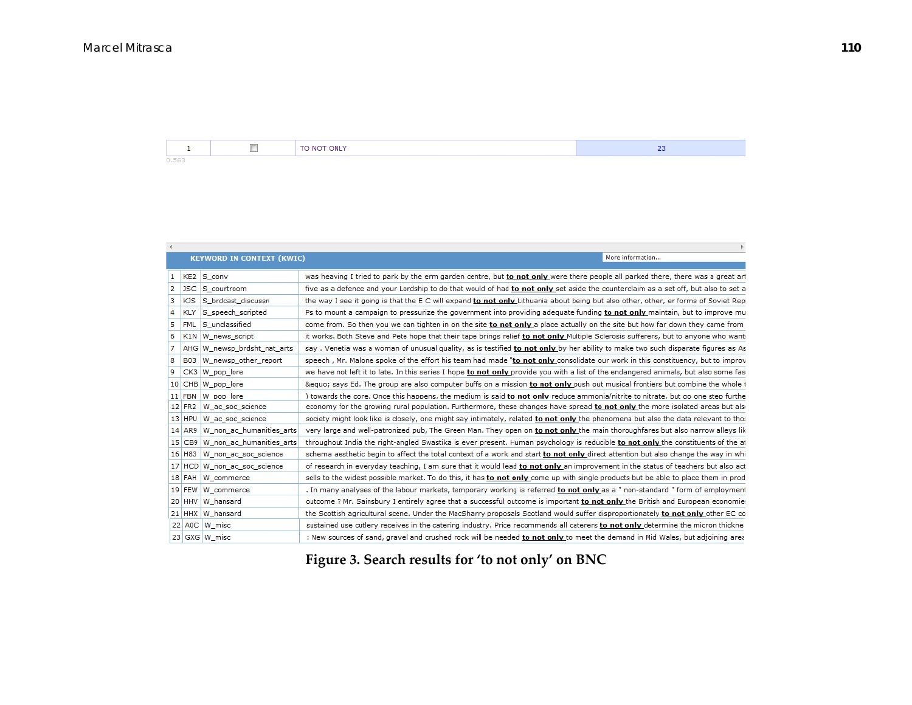| 1 | ☐ | TO NOT ONLY | 23 |
|---|---|---|---|

0.563

**KEYWORD IN CONTEXT (KWIC)** — More information...

| | | | |
|---|---|---|---|
| 1 | KE2 | S_conv | was heaving I tried to park by the erm garden centre, but **to not only** were there people all parked there, there was a great art |
| 2 | JSC | S_courtroom | five as a defence and your Lordship to do that would of had **to not only** set aside the counterclaim as a set off, but also to set a |
| 3 | KJS | S_brdcast_discussn | the way I see it going is that the E C will expand **to not only** Lithuania about being but also other, other, er forms of Soviet Rep |
| 4 | KLY | S_speech_scripted | Ps to mount a campaign to pressurize the government into providing adequate funding **to not only** maintain, but to improve mu |
| 5 | FML | S_unclassified | come from. So then you we can tighten in on the site **to not only** a place actually on the site but how far down they came from |
| 6 | K1N | W_news_script | it works. Both Steve and Pete hope that their tape brings relief **to not only** Multiple Sclerosis sufferers, but to anyone who want |
| 7 | AHG | W_newsp_brdsht_nat_arts | say . Venetia was a woman of unusual quality, as is testified **to not only** by her ability to make two such disparate figures as As |
| 8 | B03 | W_newsp_other_report | speech , Mr. Malone spoke of the effort his team had made "**to not only** consolidate our work in this constituency, but to improv |
| 9 | CK3 | W_pop_lore | we have not left it to late. In this series I hope **to not only** provide you with a list of the endangered animals, but also some fas |
| 10 | CHB | W_pop_lore | &equo; says Ed. The group are also computer buffs on a mission **to not only** push out musical frontiers but combine the whole t |
| 11 | FBN | W_pop_lore | ) towards the core. Once this happens, the medium is said **to not only** reduce ammonia/nitrite to nitrate, but go one step furthe |
| 12 | FR2 | W_ac_soc_science | economy for the growing rural population. Furthermore, these changes have spread **to not only** the more isolated areas but als |
| 13 | HPU | W_ac_soc_science | society might look like is closely, one might say intimately, related **to not only** the phenomena but also the data relevant to thos |
| 14 | AR9 | W_non_ac_humanities_arts | very large and well-patronized pub, The Green Man. They open on **to not only** the main thoroughfares but also narrow alleys lik |
| 15 | CB9 | W_non_ac_humanities_arts | throughout India the right-angled Swastika is ever present. Human psychology is reducible **to not only** the constituents of the at |
| 16 | H83 | W_non_ac_soc_science | schema aesthetic begin to affect the total context of a work and start **to not only** direct attention but also change the way in whi |
| 17 | HCD | W_non_ac_soc_science | of research in everyday teaching, I am sure that it would lead **to not only** an improvement in the status of teachers but also act |
| 18 | FAH | W_commerce | sells to the widest possible market. To do this, it has **to not only** come up with single products but be able to place them in prod |
| 19 | FEW | W_commerce | . In many analyses of the labour markets, temporary working is referred **to not only** as a " non-standard " form of employment |
| 20 | HHV | W_hansard | outcome ? Mr. Sainsbury I entirely agree that a successful outcome is important **to not only** the British and European economie |
| 21 | HHX | W_hansard | the Scottish agricultural scene. Under the MacSharry proposals Scotland would suffer disproportionately **to not only** other EC co |
| 22 | A0C | W_misc | sustained use cutlery receives in the catering industry. Price recommends all caterers **to not only** determine the micron thickne |
| 23 | GXG | W_misc | : New sources of sand, gravel and crushed rock will be needed **to not only** to meet the demand in Mid Wales, but adjoining area |

**Figure 3. Search results for 'to not only' on BNC**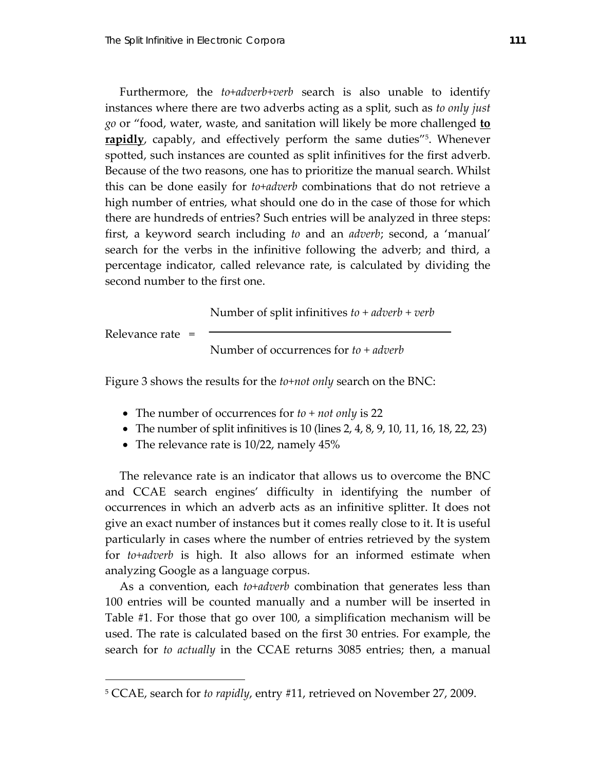Furthermore, the *to+adverb+verb* search is also unable to identify instances where there are two adverbs acting as a split, such as *to only just go* or “food, water, waste, and sanitation will likely be more challenged **to rapidly**, capably, and effectively perform the same duties”[5]. Whenever spotted, such instances are counted as split infinitives for the first adverb. Because of the two reasons, one has to prioritize the manual search. Whilst this can be done easily for *to+adverb* combinations that do not retrieve a high number of entries, what should one do in the case of those for which there are hundreds of entries? Such entries will be analyzed in three steps: first, a keyword search including *to* and an *adverb*; second, a ‘manual’ search for the verbs in the infinitive following the adverb; and third, a percentage indicator, called relevance rate, is calculated by dividing the second number to the first one.

$$\text{Relevance rate} = \frac{\text{Number of split infinitives } \textit{to + adverb + verb}}{\text{Number of occurrences for } \textit{to + adverb}}$$

Figure 3 shows the results for the *to+not only* search on the BNC:

- The number of occurrences for *to + not only* is 22
- The number of split infinitives is 10 (lines 2, 4, 8, 9, 10, 11, 16, 18, 22, 23)
- The relevance rate is 10/22, namely 45%

The relevance rate is an indicator that allows us to overcome the BNC and CCAE search engines’ difficulty in identifying the number of occurrences in which an adverb acts as an infinitive splitter. It does not give an exact number of instances but it comes really close to it. It is useful particularly in cases where the number of entries retrieved by the system for *to+adverb* is high. It also allows for an informed estimate when analyzing Google as a language corpus.

As a convention, each *to+adverb* combination that generates less than 100 entries will be counted manually and a number will be inserted in Table #1. For those that go over 100, a simplification mechanism will be used. The rate is calculated based on the first 30 entries. For example, the search for *to actually* in the CCAE returns 3085 entries; then, a manual

[5] CCAE, search for *to rapidly*, entry #11, retrieved on November 27, 2009.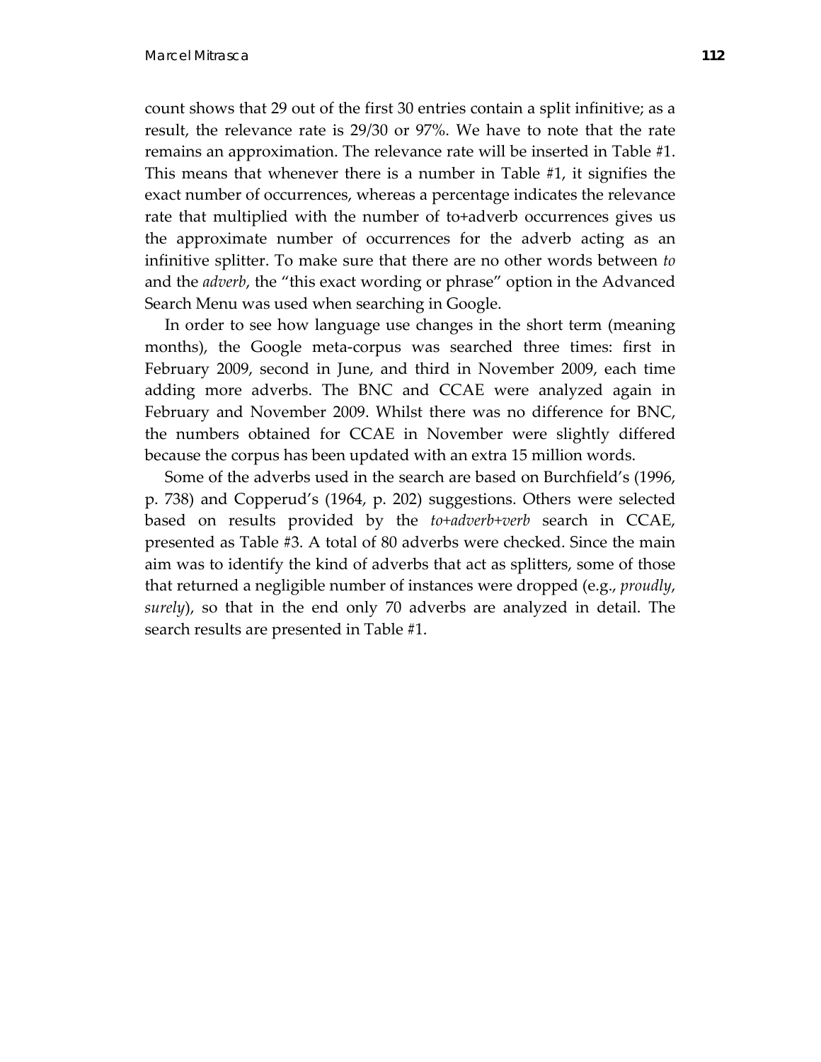count shows that 29 out of the first 30 entries contain a split infinitive; as a result, the relevance rate is 29/30 or 97%. We have to note that the rate remains an approximation. The relevance rate will be inserted in Table #1. This means that whenever there is a number in Table #1, it signifies the exact number of occurrences, whereas a percentage indicates the relevance rate that multiplied with the number of to+adverb occurrences gives us the approximate number of occurrences for the adverb acting as an infinitive splitter. To make sure that there are no other words between *to* and the *adverb*, the "this exact wording or phrase" option in the Advanced Search Menu was used when searching in Google.

In order to see how language use changes in the short term (meaning months), the Google meta-corpus was searched three times: first in February 2009, second in June, and third in November 2009, each time adding more adverbs. The BNC and CCAE were analyzed again in February and November 2009. Whilst there was no difference for BNC, the numbers obtained for CCAE in November were slightly differed because the corpus has been updated with an extra 15 million words.

Some of the adverbs used in the search are based on Burchfield's (1996, p. 738) and Copperud's (1964, p. 202) suggestions. Others were selected based on results provided by the *to+adverb+verb* search in CCAE, presented as Table #3. A total of 80 adverbs were checked. Since the main aim was to identify the kind of adverbs that act as splitters, some of those that returned a negligible number of instances were dropped (e.g., *proudly*, *surely*), so that in the end only 70 adverbs are analyzed in detail. The search results are presented in Table #1.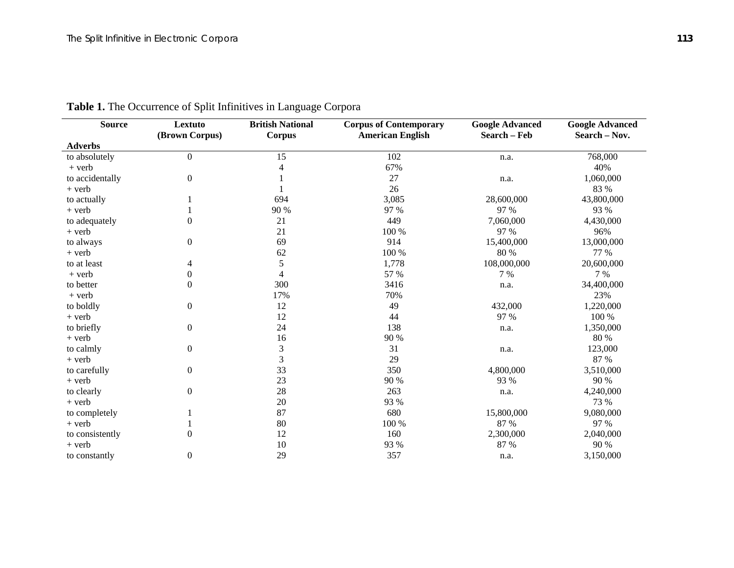**Table 1.** The Occurrence of Split Infinitives in Language Corpora

| Source | Lextuto (Brown Corpus) | British National Corpus | Corpus of Contemporary American English | Google Advanced Search – Feb | Google Advanced Search – Nov. |
|---|---|---|---|---|---|
| **Adverbs** | | | | | |
| to absolutely | 0 | 15 | 102 | n.a. | 768,000 |
| + verb | | 4 | 67% | | 40% |
| to accidentally | 0 | 1 | 27 | n.a. | 1,060,000 |
| + verb | | 1 | 26 | | 83 % |
| to actually | 1 | 694 | 3,085 | 28,600,000 | 43,800,000 |
| + verb | 1 | 90 % | 97 % | 97 % | 93 % |
| to adequately | 0 | 21 | 449 | 7,060,000 | 4,430,000 |
| + verb | | 21 | 100 % | 97 % | 96% |
| to always | 0 | 69 | 914 | 15,400,000 | 13,000,000 |
| + verb | | 62 | 100 % | 80 % | 77 % |
| to at least | 4 | 5 | 1,778 | 108,000,000 | 20,600,000 |
| + verb | 0 | 4 | 57 % | 7 % | 7 % |
| to better | 0 | 300 | 3416 | n.a. | 34,400,000 |
| + verb | | 17% | 70% | | 23% |
| to boldly | 0 | 12 | 49 | 432,000 | 1,220,000 |
| + verb | | 12 | 44 | 97 % | 100 % |
| to briefly | 0 | 24 | 138 | n.a. | 1,350,000 |
| + verb | | 16 | 90 % | | 80 % |
| to calmly | 0 | 3 | 31 | n.a. | 123,000 |
| + verb | | 3 | 29 | | 87 % |
| to carefully | 0 | 33 | 350 | 4,800,000 | 3,510,000 |
| + verb | | 23 | 90 % | 93 % | 90 % |
| to clearly | 0 | 28 | 263 | n.a. | 4,240,000 |
| + verb | | 20 | 93 % | | 73 % |
| to completely | 1 | 87 | 680 | 15,800,000 | 9,080,000 |
| + verb | 1 | 80 | 100 % | 87 % | 97 % |
| to consistently | 0 | 12 | 160 | 2,300,000 | 2,040,000 |
| + verb | | 10 | 93 % | 87 % | 90 % |
| to constantly | 0 | 29 | 357 | n.a. | 3,150,000 |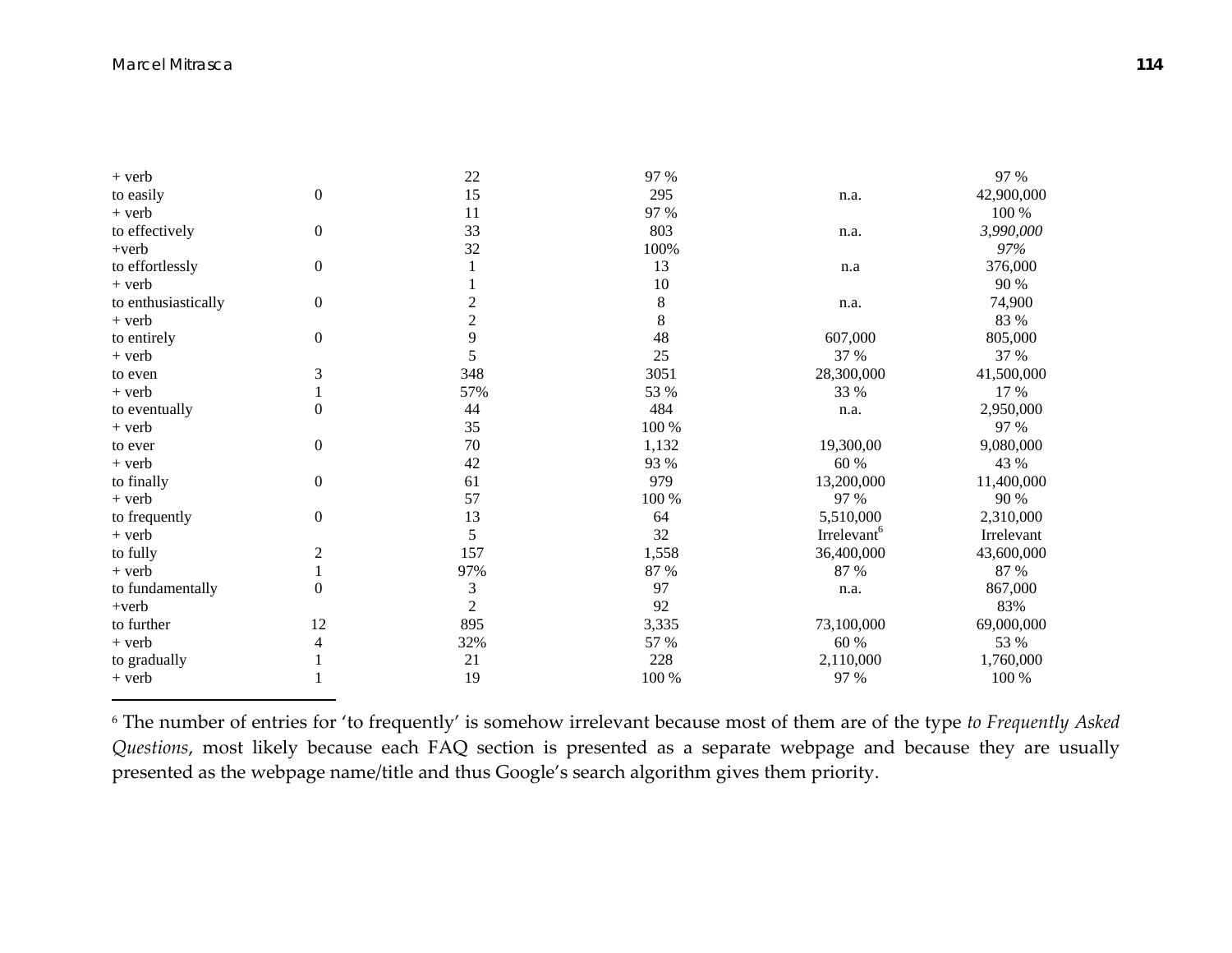| | | | | | |
|---|---|---|---|---|---|
| + verb | | 22 | 97 % | | 97 % |
| to easily | 0 | 15 | 295 | n.a. | 42,900,000 |
| + verb | | 11 | 97 % | | 100 % |
| to effectively | 0 | 33 | 803 | n.a. | *3,990,000* |
| +verb | | 32 | 100% | | *97%* |
| to effortlessly | 0 | 1 | 13 | n.a | 376,000 |
| + verb | | 1 | 10 | | 90 % |
| to enthusiastically | 0 | 2 | 8 | n.a. | 74,900 |
| + verb | | 2 | 8 | | 83 % |
| to entirely | 0 | 9 | 48 | 607,000 | 805,000 |
| + verb | | 5 | 25 | 37 % | 37 % |
| to even | 3 | 348 | 3051 | 28,300,000 | 41,500,000 |
| + verb | 1 | 57% | 53 % | 33 % | 17 % |
| to eventually | 0 | 44 | 484 | n.a. | 2,950,000 |
| + verb | | 35 | 100 % | | 97 % |
| to ever | 0 | 70 | 1,132 | 19,300,00 | 9,080,000 |
| + verb | | 42 | 93 % | 60 % | 43 % |
| to finally | 0 | 61 | 979 | 13,200,000 | 11,400,000 |
| + verb | | 57 | 100 % | 97 % | 90 % |
| to frequently | 0 | 13 | 64 | 5,510,000 | 2,310,000 |
| + verb | | 5 | 32 | Irrelevant[6] | Irrelevant |
| to fully | 2 | 157 | 1,558 | 36,400,000 | 43,600,000 |
| + verb | 1 | 97% | 87 % | 87 % | 87 % |
| to fundamentally | 0 | 3 | 97 | n.a. | 867,000 |
| +verb | | 2 | 92 | | 83% |
| to further | 12 | 895 | 3,335 | 73,100,000 | 69,000,000 |
| + verb | 4 | 32% | 57 % | 60 % | 53 % |
| to gradually | 1 | 21 | 228 | 2,110,000 | 1,760,000 |
| + verb | 1 | 19 | 100 % | 97 % | 100 % |

[6] The number of entries for 'to frequently' is somehow irrelevant because most of them are of the type *to Frequently Asked Questions*, most likely because each FAQ section is presented as a separate webpage and because they are usually presented as the webpage name/title and thus Google's search algorithm gives them priority.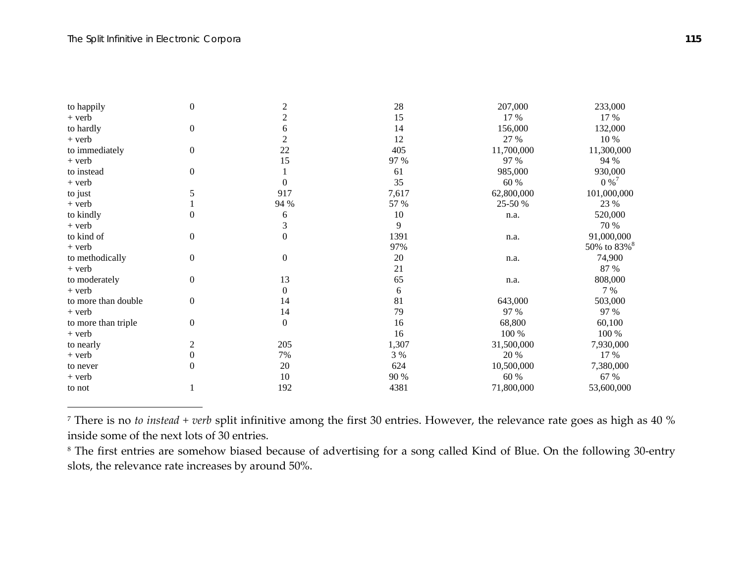| | | | | | |
|---|---|---|---|---|---|
| to happily | 0 | 2 | 28 | 207,000 | 233,000 |
| + verb | | 2 | 15 | 17 % | 17 % |
| to hardly | 0 | 6 | 14 | 156,000 | 132,000 |
| + verb | | 2 | 12 | 27 % | 10 % |
| to immediately | 0 | 22 | 405 | 11,700,000 | 11,300,000 |
| + verb | | 15 | 97 % | 97 % | 94 % |
| to instead | 0 | 1 | 61 | 985,000 | 930,000 |
| + verb | | 0 | 35 | 60 % | 0 %[7] |
| to just | 5 | 917 | 7,617 | 62,800,000 | 101,000,000 |
| + verb | 1 | 94 % | 57 % | 25-50 % | 23 % |
| to kindly | 0 | 6 | 10 | n.a. | 520,000 |
| + verb | | 3 | 9 | | 70 % |
| to kind of | 0 | 0 | 1391 | n.a. | 91,000,000 |
| + verb | | | 97% | | 50% to 83%[8] |
| to methodically | 0 | 0 | 20 | n.a. | 74,900 |
| + verb | | | 21 | | 87 % |
| to moderately | 0 | 13 | 65 | n.a. | 808,000 |
| + verb | | 0 | 6 | | 7 % |
| to more than double | 0 | 14 | 81 | 643,000 | 503,000 |
| + verb | | 14 | 79 | 97 % | 97 % |
| to more than triple | 0 | 0 | 16 | 68,800 | 60,100 |
| + verb | | | 16 | 100 % | 100 % |
| to nearly | 2 | 205 | 1,307 | 31,500,000 | 7,930,000 |
| + verb | 0 | 7% | 3 % | 20 % | 17 % |
| to never | 0 | 20 | 624 | 10,500,000 | 7,380,000 |
| + verb | | 10 | 90 % | 60 % | 67 % |
| to not | 1 | 192 | 4381 | 71,800,000 | 53,600,000 |

[7] There is no *to instead + verb* split infinitive among the first 30 entries. However, the relevance rate goes as high as 40 % inside some of the next lots of 30 entries.

[8] The first entries are somehow biased because of advertising for a song called Kind of Blue. On the following 30-entry slots, the relevance rate increases by around 50%.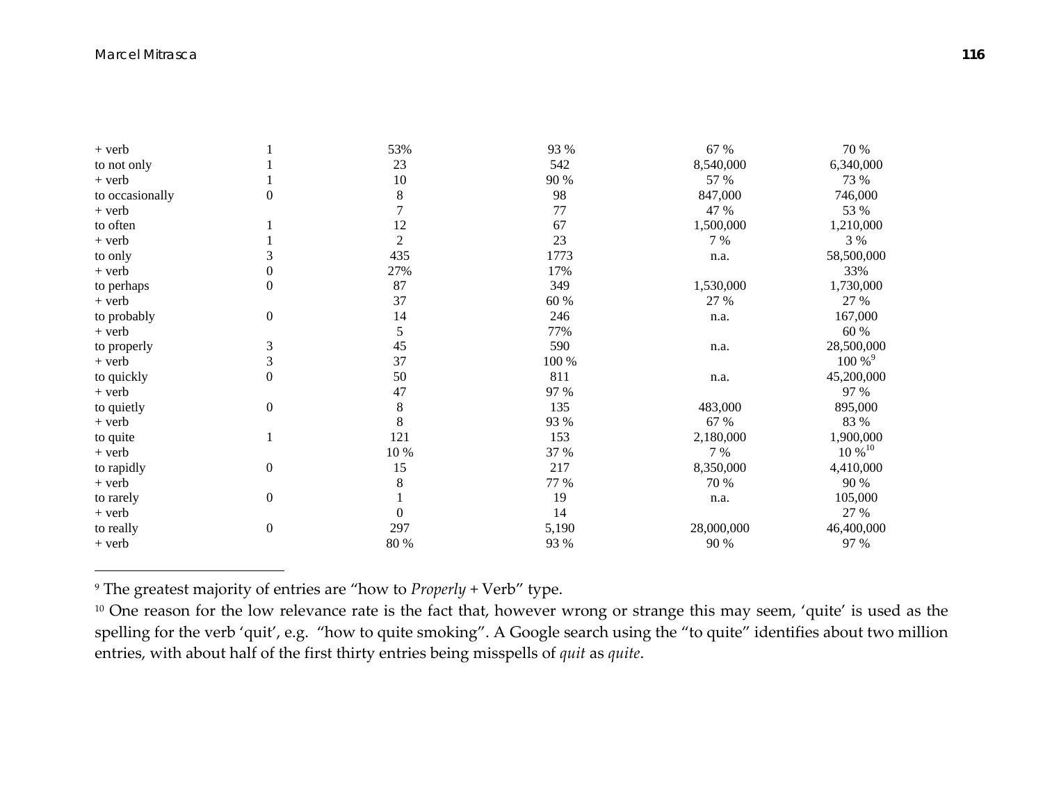|  |  |  |  |  |  |
|---|---|---|---|---|---|
| + verb | 1 | 53% | 93 % | 67 % | 70 % |
| to not only | 1 | 23 | 542 | 8,540,000 | 6,340,000 |
| + verb | 1 | 10 | 90 % | 57 % | 73 % |
| to occasionally | 0 | 8 | 98 | 847,000 | 746,000 |
| + verb |  | 7 | 77 | 47 % | 53 % |
| to often | 1 | 12 | 67 | 1,500,000 | 1,210,000 |
| + verb | 1 | 2 | 23 | 7 % | 3 % |
| to only | 3 | 435 | 1773 | n.a. | 58,500,000 |
| + verb | 0 | 27% | 17% |  | 33% |
| to perhaps | 0 | 87 | 349 | 1,530,000 | 1,730,000 |
| + verb |  | 37 | 60 % | 27 % | 27 % |
| to probably | 0 | 14 | 246 | n.a. | 167,000 |
| + verb |  | 5 | 77% |  | 60 % |
| to properly | 3 | 45 | 590 | n.a. | 28,500,000 |
| + verb | 3 | 37 | 100 % |  | 100 %[9] |
| to quickly | 0 | 50 | 811 | n.a. | 45,200,000 |
| + verb |  | 47 | 97 % |  | 97 % |
| to quietly | 0 | 8 | 135 | 483,000 | 895,000 |
| + verb |  | 8 | 93 % | 67 % | 83 % |
| to quite | 1 | 121 | 153 | 2,180,000 | 1,900,000 |
| + verb |  | 10 % | 37 % | 7 % | 10 %[10] |
| to rapidly | 0 | 15 | 217 | 8,350,000 | 4,410,000 |
| + verb |  | 8 | 77 % | 70 % | 90 % |
| to rarely | 0 | 1 | 19 | n.a. | 105,000 |
| + verb |  | 0 | 14 |  | 27 % |
| to really | 0 | 297 | 5,190 | 28,000,000 | 46,400,000 |
| + verb |  | 80 % | 93 % | 90 % | 97 % |

---

[9] The greatest majority of entries are "how to *Properly* + Verb" type.

[10] One reason for the low relevance rate is the fact that, however wrong or strange this may seem, 'quite' is used as the spelling for the verb 'quit', e.g. "how to quite smoking". A Google search using the "to quite" identifies about two million entries, with about half of the first thirty entries being misspells of *quit* as *quite*.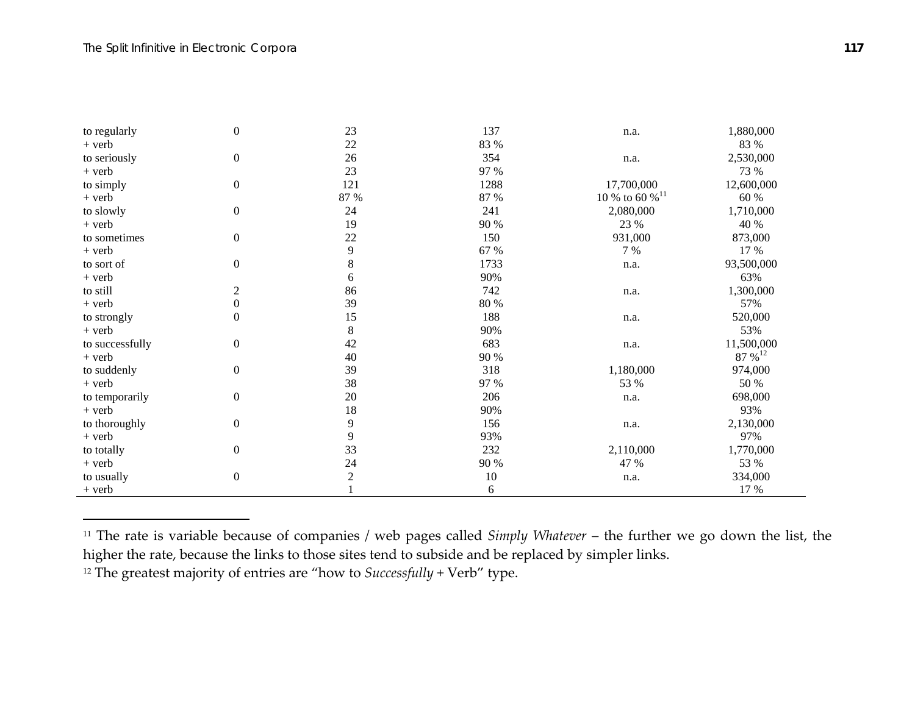| | | | | | |
|---|---|---|---|---|---|
| to regularly | 0 | 23 | 137 | n.a. | 1,880,000 |
| + verb | | 22 | 83 % | | 83 % |
| to seriously | 0 | 26 | 354 | n.a. | 2,530,000 |
| + verb | | 23 | 97 % | | 73 % |
| to simply | 0 | 121 | 1288 | 17,700,000 | 12,600,000 |
| + verb | | 87 % | 87 % | 10 % to 60 %[11] | 60 % |
| to slowly | 0 | 24 | 241 | 2,080,000 | 1,710,000 |
| + verb | | 19 | 90 % | 23 % | 40 % |
| to sometimes | 0 | 22 | 150 | 931,000 | 873,000 |
| + verb | | 9 | 67 % | 7 % | 17 % |
| to sort of | 0 | 8 | 1733 | n.a. | 93,500,000 |
| + verb | | 6 | 90% | | 63% |
| to still | 2 | 86 | 742 | n.a. | 1,300,000 |
| + verb | 0 | 39 | 80 % | | 57% |
| to strongly | 0 | 15 | 188 | n.a. | 520,000 |
| + verb | | 8 | 90% | | 53% |
| to successfully | 0 | 42 | 683 | n.a. | 11,500,000 |
| + verb | | 40 | 90 % | | 87 %[12] |
| to suddenly | 0 | 39 | 318 | 1,180,000 | 974,000 |
| + verb | | 38 | 97 % | 53 % | 50 % |
| to temporarily | 0 | 20 | 206 | n.a. | 698,000 |
| + verb | | 18 | 90% | | 93% |
| to thoroughly | 0 | 9 | 156 | n.a. | 2,130,000 |
| + verb | | 9 | 93% | | 97% |
| to totally | 0 | 33 | 232 | 2,110,000 | 1,770,000 |
| + verb | | 24 | 90 % | 47 % | 53 % |
| to usually | 0 | 2 | 10 | n.a. | 334,000 |
| + verb | | 1 | 6 | | 17 % |

[11] The rate is variable because of companies / web pages called *Simply Whatever* – the further we go down the list, the higher the rate, because the links to those sites tend to subside and be replaced by simpler links.

[12] The greatest majority of entries are "how to *Successfully* + Verb" type.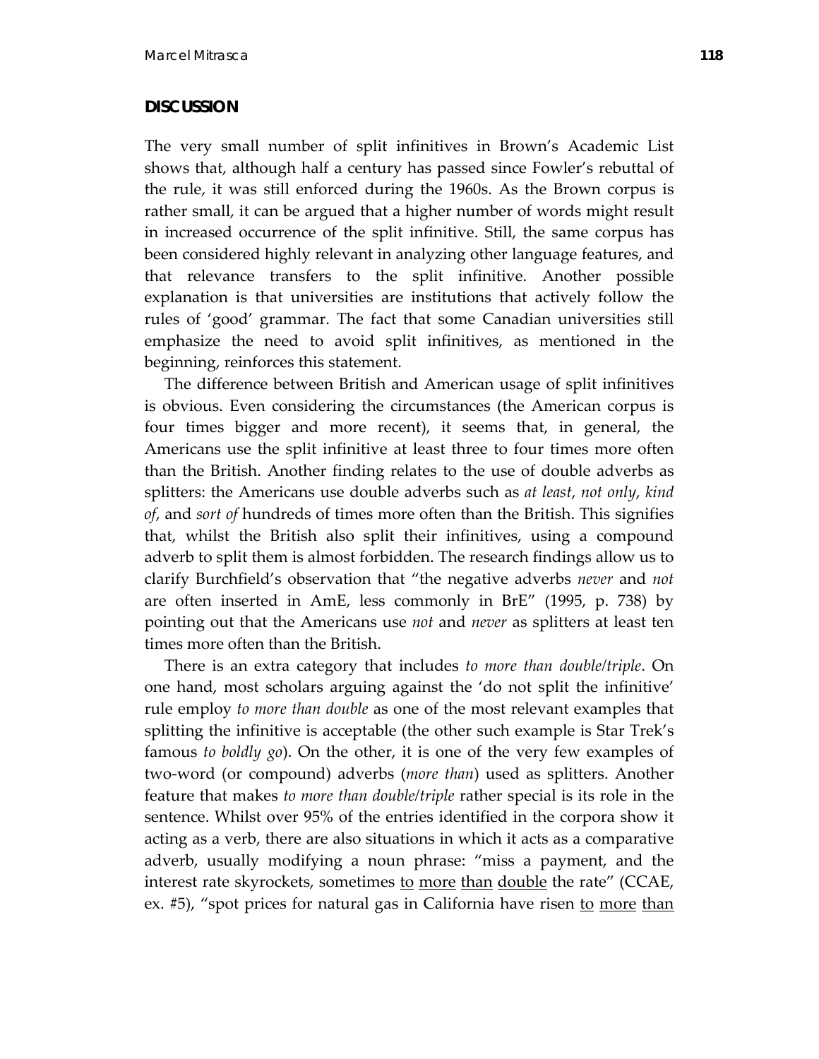## DISCUSSION

The very small number of split infinitives in Brown's Academic List shows that, although half a century has passed since Fowler's rebuttal of the rule, it was still enforced during the 1960s. As the Brown corpus is rather small, it can be argued that a higher number of words might result in increased occurrence of the split infinitive. Still, the same corpus has been considered highly relevant in analyzing other language features, and that relevance transfers to the split infinitive. Another possible explanation is that universities are institutions that actively follow the rules of 'good' grammar. The fact that some Canadian universities still emphasize the need to avoid split infinitives, as mentioned in the beginning, reinforces this statement.

The difference between British and American usage of split infinitives is obvious. Even considering the circumstances (the American corpus is four times bigger and more recent), it seems that, in general, the Americans use the split infinitive at least three to four times more often than the British. Another finding relates to the use of double adverbs as splitters: the Americans use double adverbs such as *at least*, *not only*, *kind of*, and *sort of* hundreds of times more often than the British. This signifies that, whilst the British also split their infinitives, using a compound adverb to split them is almost forbidden. The research findings allow us to clarify Burchfield's observation that "the negative adverbs *never* and *not* are often inserted in AmE, less commonly in BrE" (1995, p. 738) by pointing out that the Americans use *not* and *never* as splitters at least ten times more often than the British.

There is an extra category that includes *to more than double/triple*. On one hand, most scholars arguing against the 'do not split the infinitive' rule employ *to more than double* as one of the most relevant examples that splitting the infinitive is acceptable (the other such example is Star Trek's famous *to boldly go*). On the other, it is one of the very few examples of two-word (or compound) adverbs (*more than*) used as splitters. Another feature that makes *to more than double/triple* rather special is its role in the sentence. Whilst over 95% of the entries identified in the corpora show it acting as a verb, there are also situations in which it acts as a comparative adverb, usually modifying a noun phrase: "miss a payment, and the interest rate skyrockets, sometimes to more than double the rate" (CCAE, ex. #5), "spot prices for natural gas in California have risen to more than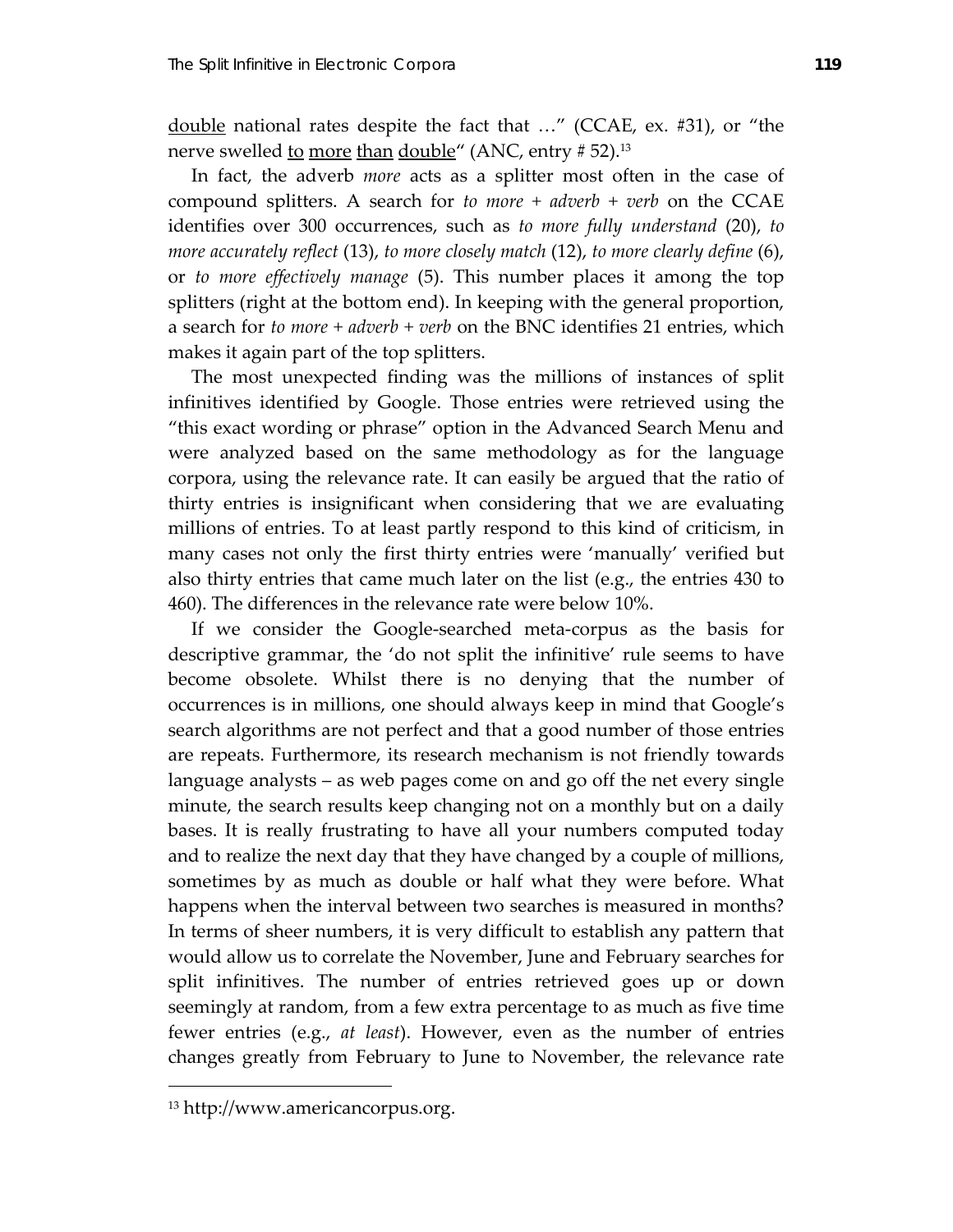double national rates despite the fact that …" (CCAE, ex. #31), or "the nerve swelled to more than double" (ANC, entry # 52).[13]

In fact, the adverb *more* acts as a splitter most often in the case of compound splitters. A search for *to more + adverb + verb* on the CCAE identifies over 300 occurrences, such as *to more fully understand* (20), *to more accurately reflect* (13), *to more closely match* (12), *to more clearly define* (6), or *to more effectively manage* (5). This number places it among the top splitters (right at the bottom end). In keeping with the general proportion, a search for *to more + adverb + verb* on the BNC identifies 21 entries, which makes it again part of the top splitters.

The most unexpected finding was the millions of instances of split infinitives identified by Google. Those entries were retrieved using the "this exact wording or phrase" option in the Advanced Search Menu and were analyzed based on the same methodology as for the language corpora, using the relevance rate. It can easily be argued that the ratio of thirty entries is insignificant when considering that we are evaluating millions of entries. To at least partly respond to this kind of criticism, in many cases not only the first thirty entries were 'manually' verified but also thirty entries that came much later on the list (e.g., the entries 430 to 460). The differences in the relevance rate were below 10%.

If we consider the Google-searched meta-corpus as the basis for descriptive grammar, the 'do not split the infinitive' rule seems to have become obsolete. Whilst there is no denying that the number of occurrences is in millions, one should always keep in mind that Google's search algorithms are not perfect and that a good number of those entries are repeats. Furthermore, its research mechanism is not friendly towards language analysts – as web pages come on and go off the net every single minute, the search results keep changing not on a monthly but on a daily bases. It is really frustrating to have all your numbers computed today and to realize the next day that they have changed by a couple of millions, sometimes by as much as double or half what they were before. What happens when the interval between two searches is measured in months? In terms of sheer numbers, it is very difficult to establish any pattern that would allow us to correlate the November, June and February searches for split infinitives. The number of entries retrieved goes up or down seemingly at random, from a few extra percentage to as much as five time fewer entries (e.g., *at least*). However, even as the number of entries changes greatly from February to June to November, the relevance rate

[13] http://www.americancorpus.org.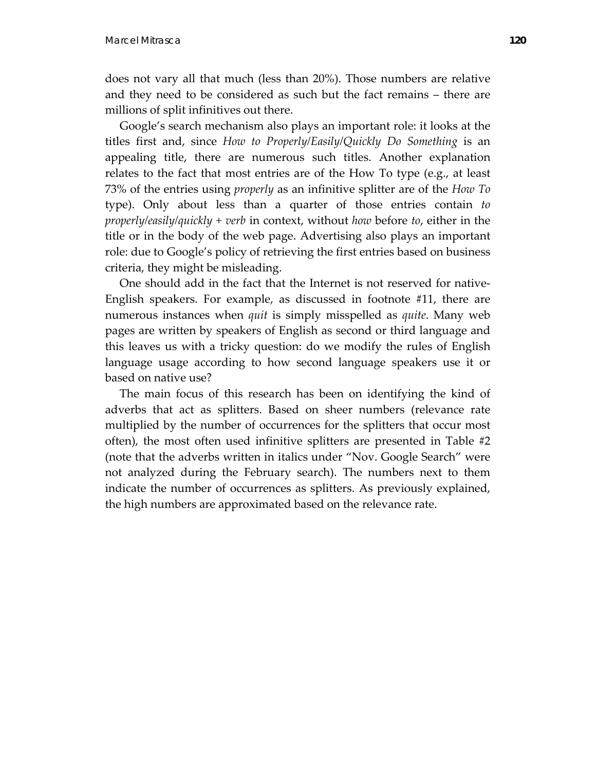does not vary all that much (less than 20%). Those numbers are relative and they need to be considered as such but the fact remains – there are millions of split infinitives out there.

Google's search mechanism also plays an important role: it looks at the titles first and, since *How to Properly/Easily/Quickly Do Something* is an appealing title, there are numerous such titles. Another explanation relates to the fact that most entries are of the How To type (e.g., at least 73% of the entries using *properly* as an infinitive splitter are of the *How To* type). Only about less than a quarter of those entries contain *to properly/easily/quickly + verb* in context, without *how* before *to*, either in the title or in the body of the web page. Advertising also plays an important role: due to Google's policy of retrieving the first entries based on business criteria, they might be misleading.

One should add in the fact that the Internet is not reserved for native-English speakers. For example, as discussed in footnote #11, there are numerous instances when *quit* is simply misspelled as *quite*. Many web pages are written by speakers of English as second or third language and this leaves us with a tricky question: do we modify the rules of English language usage according to how second language speakers use it or based on native use?

The main focus of this research has been on identifying the kind of adverbs that act as splitters. Based on sheer numbers (relevance rate multiplied by the number of occurrences for the splitters that occur most often), the most often used infinitive splitters are presented in Table #2 (note that the adverbs written in italics under "Nov. Google Search" were not analyzed during the February search). The numbers next to them indicate the number of occurrences as splitters. As previously explained, the high numbers are approximated based on the relevance rate.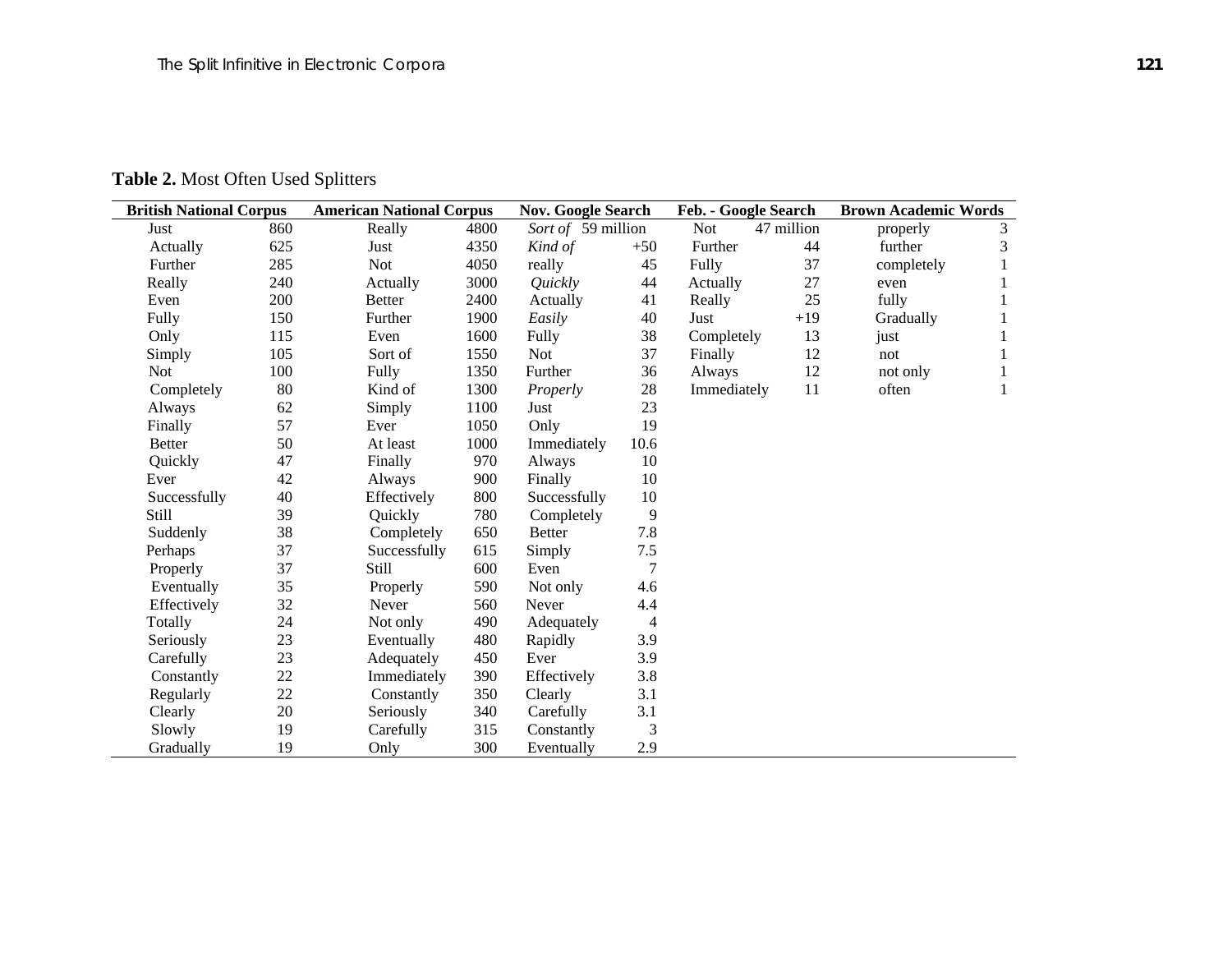**Table 2.** Most Often Used Splitters

| British National Corpus | | American National Corpus | | Nov. Google Search | | Feb. - Google Search | | Brown Academic Words | |
|---|---|---|---|---|---|---|---|---|---|
| Just | 860 | Really | 4800 | *Sort of* | 59 million | Not | 47 million | properly | 3 |
| Actually | 625 | Just | 4350 | *Kind of* | +50 | Further | 44 | further | 3 |
| Further | 285 | Not | 4050 | really | 45 | Fully | 37 | completely | 1 |
| Really | 240 | Actually | 3000 | *Quickly* | 44 | Actually | 27 | even | 1 |
| Even | 200 | Better | 2400 | Actually | 41 | Really | 25 | fully | 1 |
| Fully | 150 | Further | 1900 | *Easily* | 40 | Just | +19 | Gradually | 1 |
| Only | 115 | Even | 1600 | Fully | 38 | Completely | 13 | just | 1 |
| Simply | 105 | Sort of | 1550 | Not | 37 | Finally | 12 | not | 1 |
| Not | 100 | Fully | 1350 | Further | 36 | Always | 12 | not only | 1 |
| Completely | 80 | Kind of | 1300 | *Properly* | 28 | Immediately | 11 | often | 1 |
| Always | 62 | Simply | 1100 | Just | 23 | | | | |
| Finally | 57 | Ever | 1050 | Only | 19 | | | | |
| Better | 50 | At least | 1000 | Immediately | 10.6 | | | | |
| Quickly | 47 | Finally | 970 | Always | 10 | | | | |
| Ever | 42 | Always | 900 | Finally | 10 | | | | |
| Successfully | 40 | Effectively | 800 | Successfully | 10 | | | | |
| Still | 39 | Quickly | 780 | Completely | 9 | | | | |
| Suddenly | 38 | Completely | 650 | Better | 7.8 | | | | |
| Perhaps | 37 | Successfully | 615 | Simply | 7.5 | | | | |
| Properly | 37 | Still | 600 | Even | 7 | | | | |
| Eventually | 35 | Properly | 590 | Not only | 4.6 | | | | |
| Effectively | 32 | Never | 560 | Never | 4.4 | | | | |
| Totally | 24 | Not only | 490 | Adequately | 4 | | | | |
| Seriously | 23 | Eventually | 480 | Rapidly | 3.9 | | | | |
| Carefully | 23 | Adequately | 450 | Ever | 3.9 | | | | |
| Constantly | 22 | Immediately | 390 | Effectively | 3.8 | | | | |
| Regularly | 22 | Constantly | 350 | Clearly | 3.1 | | | | |
| Clearly | 20 | Seriously | 340 | Carefully | 3.1 | | | | |
| Slowly | 19 | Carefully | 315 | Constantly | 3 | | | | |
| Gradually | 19 | Only | 300 | Eventually | 2.9 | | | | |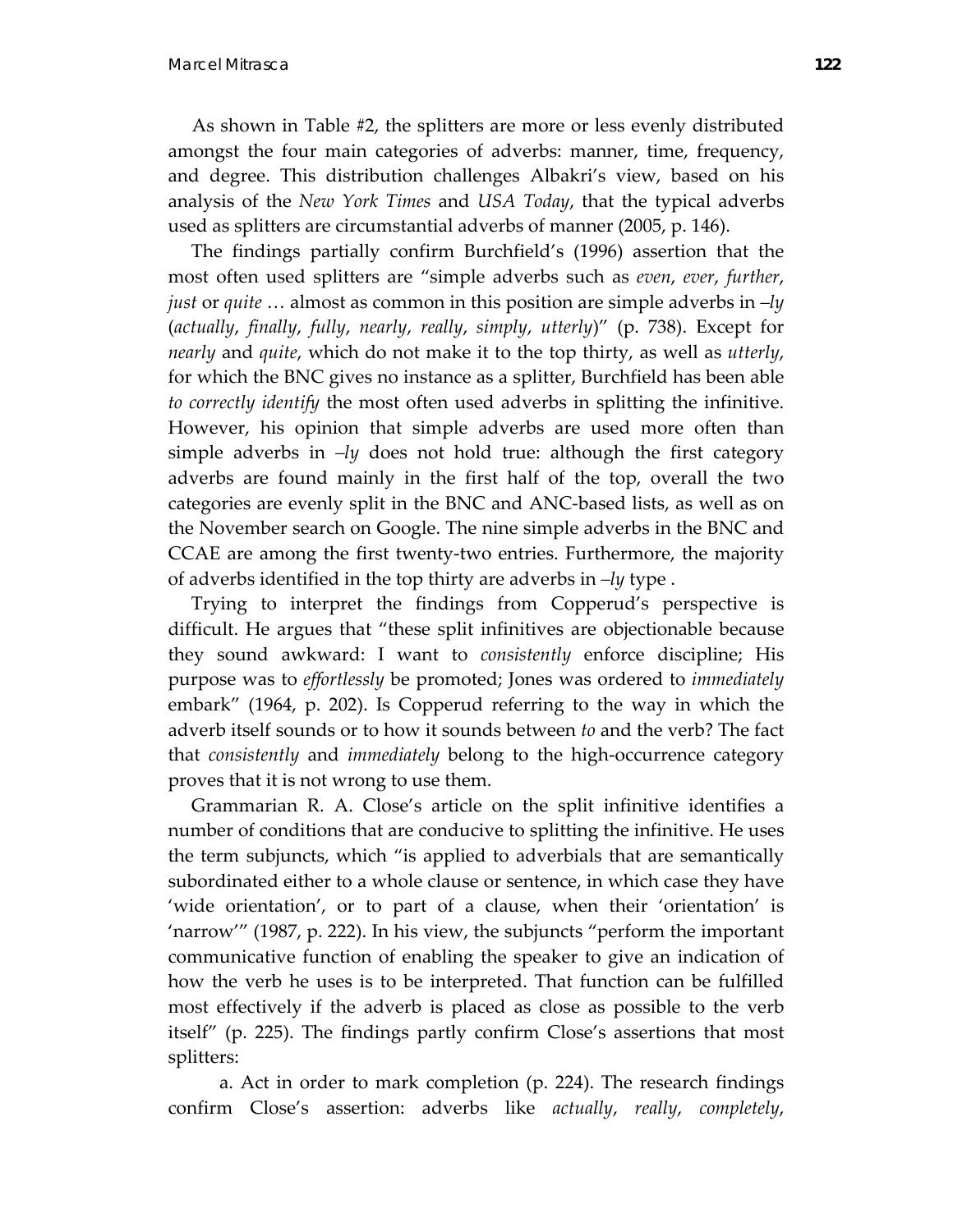As shown in Table #2, the splitters are more or less evenly distributed amongst the four main categories of adverbs: manner, time, frequency, and degree. This distribution challenges Albakri's view, based on his analysis of the *New York Times* and *USA Today*, that the typical adverbs used as splitters are circumstantial adverbs of manner (2005, p. 146).

The findings partially confirm Burchfield's (1996) assertion that the most often used splitters are "simple adverbs such as *even*, *ever*, *further*, *just* or *quite* … almost as common in this position are simple adverbs in *–ly* (*actually*, *finally*, *fully*, *nearly*, *really*, *simply*, *utterly*)" (p. 738). Except for *nearly* and *quite*, which do not make it to the top thirty, as well as *utterly*, for which the BNC gives no instance as a splitter, Burchfield has been able *to correctly identify* the most often used adverbs in splitting the infinitive. However, his opinion that simple adverbs are used more often than simple adverbs in *–ly* does not hold true: although the first category adverbs are found mainly in the first half of the top, overall the two categories are evenly split in the BNC and ANC-based lists, as well as on the November search on Google. The nine simple adverbs in the BNC and CCAE are among the first twenty-two entries. Furthermore, the majority of adverbs identified in the top thirty are adverbs in *–ly* type .

Trying to interpret the findings from Copperud's perspective is difficult. He argues that "these split infinitives are objectionable because they sound awkward: I want to *consistently* enforce discipline; His purpose was to *effortlessly* be promoted; Jones was ordered to *immediately* embark" (1964, p. 202). Is Copperud referring to the way in which the adverb itself sounds or to how it sounds between *to* and the verb? The fact that *consistently* and *immediately* belong to the high-occurrence category proves that it is not wrong to use them.

Grammarian R. A. Close's article on the split infinitive identifies a number of conditions that are conducive to splitting the infinitive. He uses the term subjuncts, which "is applied to adverbials that are semantically subordinated either to a whole clause or sentence, in which case they have 'wide orientation', or to part of a clause, when their 'orientation' is 'narrow'" (1987, p. 222). In his view, the subjuncts "perform the important communicative function of enabling the speaker to give an indication of how the verb he uses is to be interpreted. That function can be fulfilled most effectively if the adverb is placed as close as possible to the verb itself" (p. 225). The findings partly confirm Close's assertions that most splitters:

a. Act in order to mark completion (p. 224). The research findings confirm Close's assertion: adverbs like *actually*, *really*, *completely*,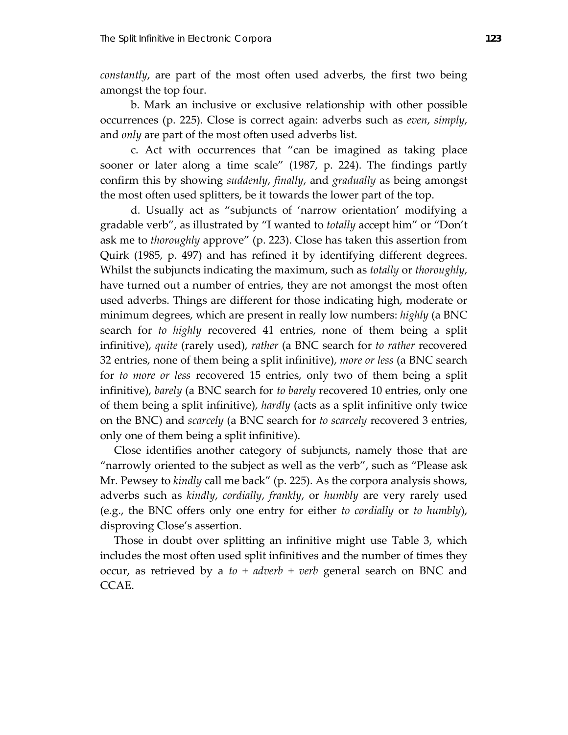*constantly*, are part of the most often used adverbs, the first two being amongst the top four.

b. Mark an inclusive or exclusive relationship with other possible occurrences (p. 225). Close is correct again: adverbs such as *even*, *simply*, and *only* are part of the most often used adverbs list.

c. Act with occurrences that "can be imagined as taking place sooner or later along a time scale" (1987, p. 224). The findings partly confirm this by showing *suddenly*, *finally*, and *gradually* as being amongst the most often used splitters, be it towards the lower part of the top.

d. Usually act as "subjuncts of 'narrow orientation' modifying a gradable verb", as illustrated by "I wanted to *totally* accept him" or "Don't ask me to *thoroughly* approve" (p. 223). Close has taken this assertion from Quirk (1985, p. 497) and has refined it by identifying different degrees. Whilst the subjuncts indicating the maximum, such as *totally* or *thoroughly*, have turned out a number of entries, they are not amongst the most often used adverbs. Things are different for those indicating high, moderate or minimum degrees, which are present in really low numbers: *highly* (a BNC search for *to highly* recovered 41 entries, none of them being a split infinitive), *quite* (rarely used), *rather* (a BNC search for *to rather* recovered 32 entries, none of them being a split infinitive), *more or less* (a BNC search for *to more or less* recovered 15 entries, only two of them being a split infinitive), *barely* (a BNC search for *to barely* recovered 10 entries, only one of them being a split infinitive), *hardly* (acts as a split infinitive only twice on the BNC) and *scarcely* (a BNC search for *to scarcely* recovered 3 entries, only one of them being a split infinitive).

Close identifies another category of subjuncts, namely those that are "narrowly oriented to the subject as well as the verb", such as "Please ask Mr. Pewsey to *kindly* call me back" (p. 225). As the corpora analysis shows, adverbs such as *kindly*, *cordially*, *frankly*, or *humbly* are very rarely used (e.g., the BNC offers only one entry for either *to cordially* or *to humbly*), disproving Close's assertion.

Those in doubt over splitting an infinitive might use Table 3, which includes the most often used split infinitives and the number of times they occur, as retrieved by a *to + adverb + verb* general search on BNC and CCAE.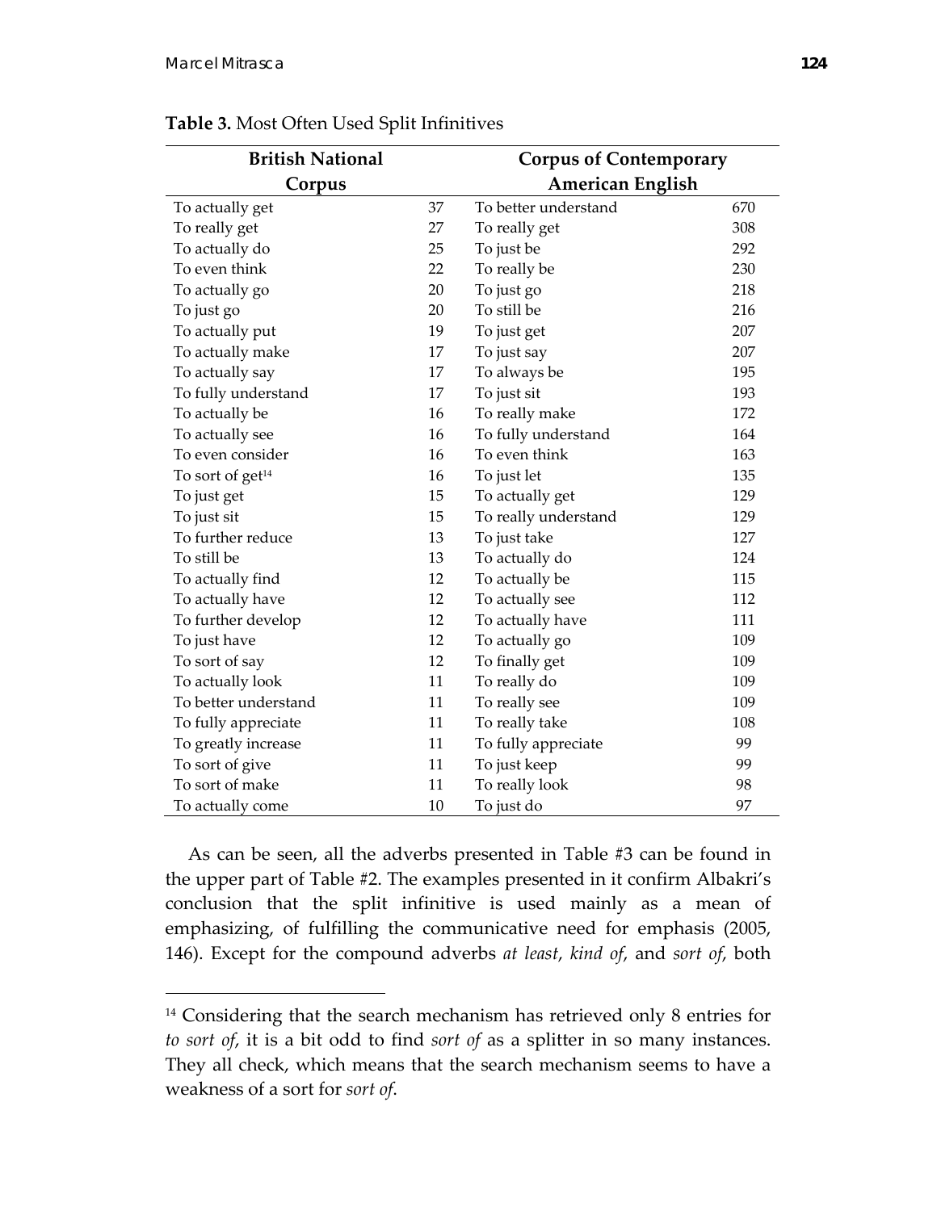**Table 3.** Most Often Used Split Infinitives

| British National Corpus | | Corpus of Contemporary American English | |
|---|---|---|---|
| To actually get | 37 | To better understand | 670 |
| To really get | 27 | To really get | 308 |
| To actually do | 25 | To just be | 292 |
| To even think | 22 | To really be | 230 |
| To actually go | 20 | To just go | 218 |
| To just go | 20 | To still be | 216 |
| To actually put | 19 | To just get | 207 |
| To actually make | 17 | To just say | 207 |
| To actually say | 17 | To always be | 195 |
| To fully understand | 17 | To just sit | 193 |
| To actually be | 16 | To really make | 172 |
| To actually see | 16 | To fully understand | 164 |
| To even consider | 16 | To even think | 163 |
| To sort of get[14] | 16 | To just let | 135 |
| To just get | 15 | To actually get | 129 |
| To just sit | 15 | To really understand | 129 |
| To further reduce | 13 | To just take | 127 |
| To still be | 13 | To actually do | 124 |
| To actually find | 12 | To actually be | 115 |
| To actually have | 12 | To actually see | 112 |
| To further develop | 12 | To actually have | 111 |
| To just have | 12 | To actually go | 109 |
| To sort of say | 12 | To finally get | 109 |
| To actually look | 11 | To really do | 109 |
| To better understand | 11 | To really see | 109 |
| To fully appreciate | 11 | To really take | 108 |
| To greatly increase | 11 | To fully appreciate | 99 |
| To sort of give | 11 | To just keep | 99 |
| To sort of make | 11 | To really look | 98 |
| To actually come | 10 | To just do | 97 |

As can be seen, all the adverbs presented in Table #3 can be found in the upper part of Table #2. The examples presented in it confirm Albakri's conclusion that the split infinitive is used mainly as a mean of emphasizing, of fulfilling the communicative need for emphasis (2005, 146). Except for the compound adverbs *at least*, *kind of*, and *sort of*, both

[14] Considering that the search mechanism has retrieved only 8 entries for *to sort of*, it is a bit odd to find *sort of* as a splitter in so many instances. They all check, which means that the search mechanism seems to have a weakness of a sort for *sort of*.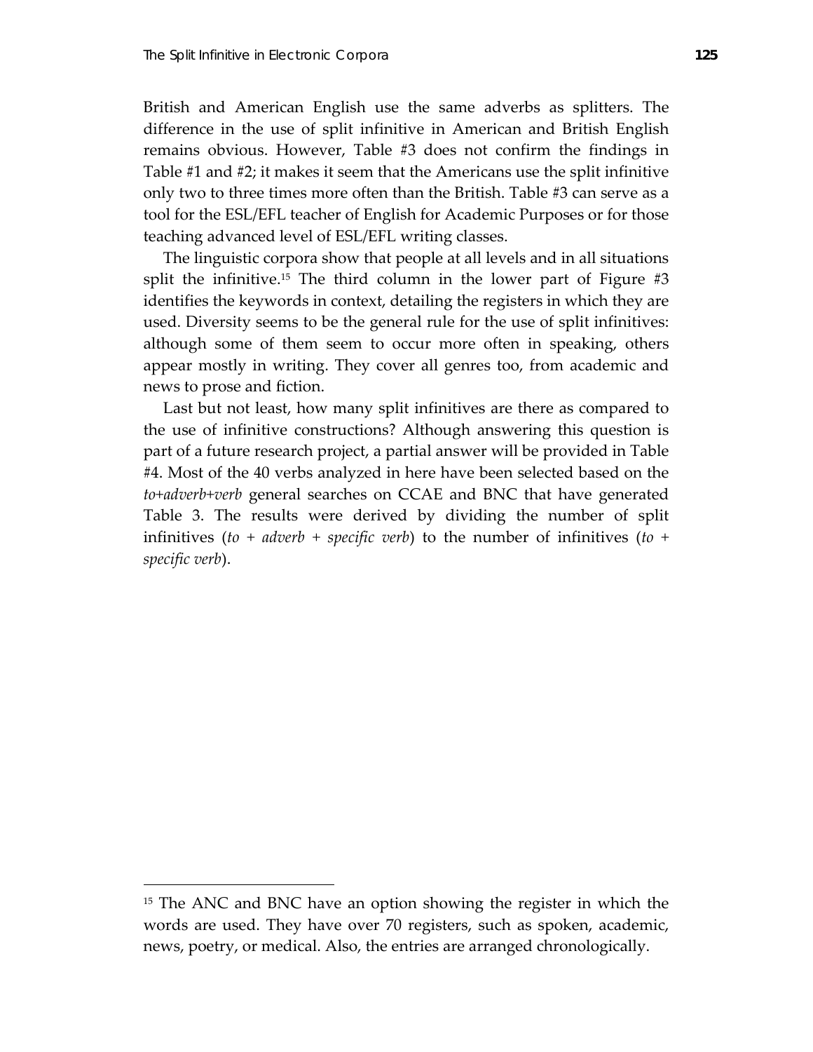British and American English use the same adverbs as splitters. The difference in the use of split infinitive in American and British English remains obvious. However, Table #3 does not confirm the findings in Table #1 and #2; it makes it seem that the Americans use the split infinitive only two to three times more often than the British. Table #3 can serve as a tool for the ESL/EFL teacher of English for Academic Purposes or for those teaching advanced level of ESL/EFL writing classes.

The linguistic corpora show that people at all levels and in all situations split the infinitive.[15] The third column in the lower part of Figure #3 identifies the keywords in context, detailing the registers in which they are used. Diversity seems to be the general rule for the use of split infinitives: although some of them seem to occur more often in speaking, others appear mostly in writing. They cover all genres too, from academic and news to prose and fiction.

Last but not least, how many split infinitives are there as compared to the use of infinitive constructions? Although answering this question is part of a future research project, a partial answer will be provided in Table #4. Most of the 40 verbs analyzed in here have been selected based on the *to+adverb+verb* general searches on CCAE and BNC that have generated Table 3. The results were derived by dividing the number of split infinitives (*to + adverb + specific verb*) to the number of infinitives (*to + specific verb*).

---

[15] The ANC and BNC have an option showing the register in which the words are used. They have over 70 registers, such as spoken, academic, news, poetry, or medical. Also, the entries are arranged chronologically.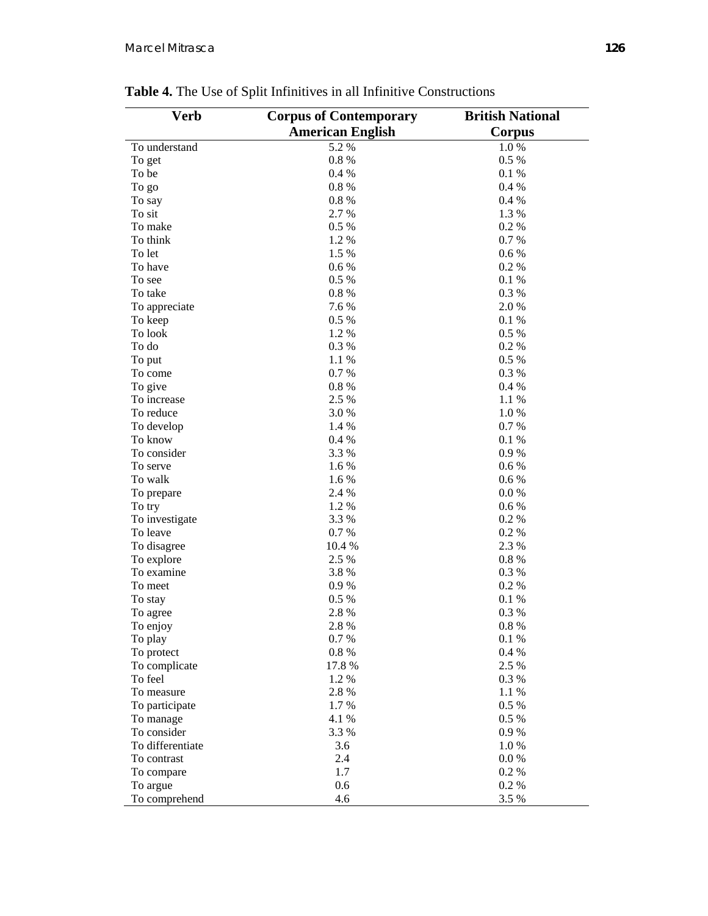**Table 4.** The Use of Split Infinitives in all Infinitive Constructions

| Verb | Corpus of Contemporary American English | British National Corpus |
|---|---|---|
| To understand | 5.2 % | 1.0 % |
| To get | 0.8 % | 0.5 % |
| To be | 0.4 % | 0.1 % |
| To go | 0.8 % | 0.4 % |
| To say | 0.8 % | 0.4 % |
| To sit | 2.7 % | 1.3 % |
| To make | 0.5 % | 0.2 % |
| To think | 1.2 % | 0.7 % |
| To let | 1.5 % | 0.6 % |
| To have | 0.6 % | 0.2 % |
| To see | 0.5 % | 0.1 % |
| To take | 0.8 % | 0.3 % |
| To appreciate | 7.6 % | 2.0 % |
| To keep | 0.5 % | 0.1 % |
| To look | 1.2 % | 0.5 % |
| To do | 0.3 % | 0.2 % |
| To put | 1.1 % | 0.5 % |
| To come | 0.7 % | 0.3 % |
| To give | 0.8 % | 0.4 % |
| To increase | 2.5 % | 1.1 % |
| To reduce | 3.0 % | 1.0 % |
| To develop | 1.4 % | 0.7 % |
| To know | 0.4 % | 0.1 % |
| To consider | 3.3 % | 0.9 % |
| To serve | 1.6 % | 0.6 % |
| To walk | 1.6 % | 0.6 % |
| To prepare | 2.4 % | 0.0 % |
| To try | 1.2 % | 0.6 % |
| To investigate | 3.3 % | 0.2 % |
| To leave | 0.7 % | 0.2 % |
| To disagree | 10.4 % | 2.3 % |
| To explore | 2.5 % | 0.8 % |
| To examine | 3.8 % | 0.3 % |
| To meet | 0.9 % | 0.2 % |
| To stay | 0.5 % | 0.1 % |
| To agree | 2.8 % | 0.3 % |
| To enjoy | 2.8 % | 0.8 % |
| To play | 0.7 % | 0.1 % |
| To protect | 0.8 % | 0.4 % |
| To complicate | 17.8 % | 2.5 % |
| To feel | 1.2 % | 0.3 % |
| To measure | 2.8 % | 1.1 % |
| To participate | 1.7 % | 0.5 % |
| To manage | 4.1 % | 0.5 % |
| To consider | 3.3 % | 0.9 % |
| To differentiate | 3.6 | 1.0 % |
| To contrast | 2.4 | 0.0 % |
| To compare | 1.7 | 0.2 % |
| To argue | 0.6 | 0.2 % |
| To comprehend | 4.6 | 3.5 % |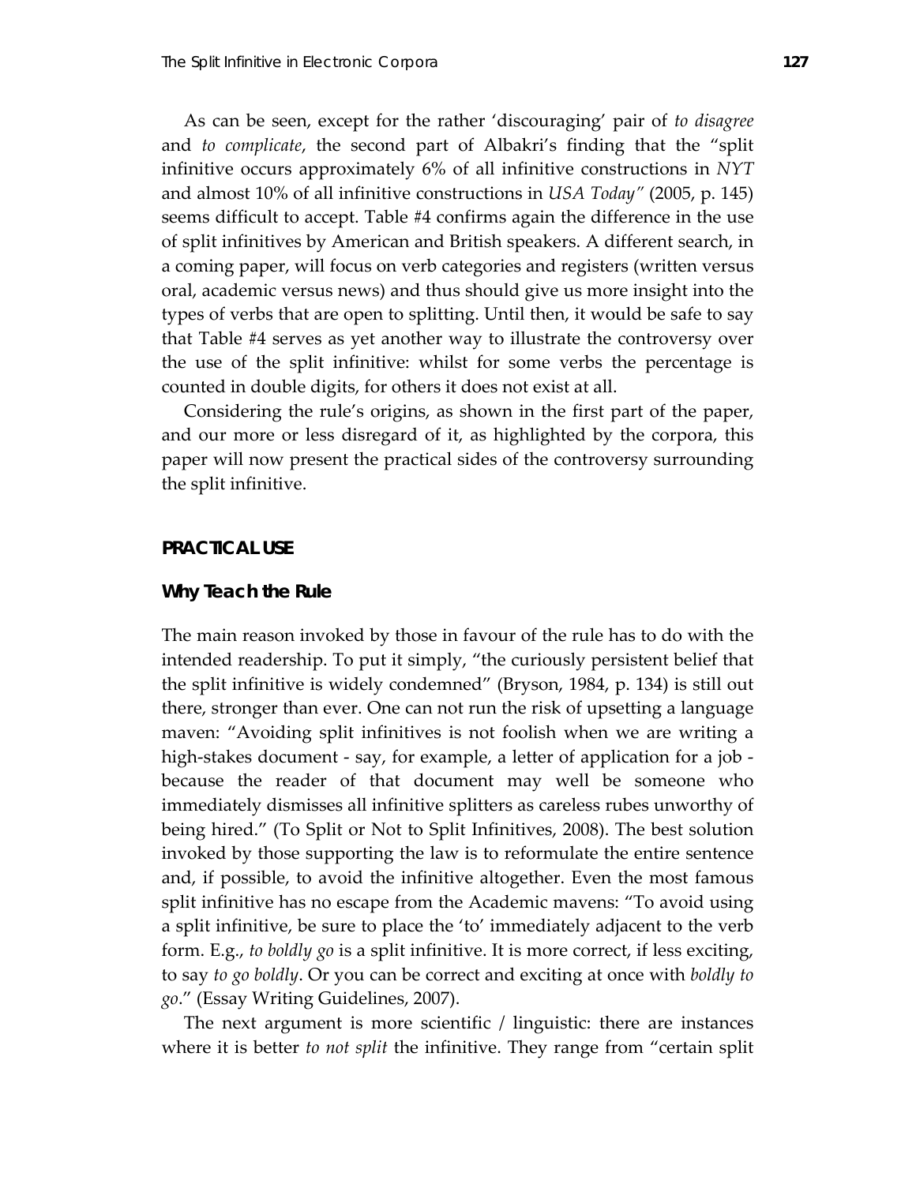As can be seen, except for the rather 'discouraging' pair of *to disagree* and *to complicate*, the second part of Albakri's finding that the "split infinitive occurs approximately 6% of all infinitive constructions in *NYT* and almost 10% of all infinitive constructions in *USA Today"* (2005, p. 145) seems difficult to accept. Table #4 confirms again the difference in the use of split infinitives by American and British speakers. A different search, in a coming paper, will focus on verb categories and registers (written versus oral, academic versus news) and thus should give us more insight into the types of verbs that are open to splitting. Until then, it would be safe to say that Table #4 serves as yet another way to illustrate the controversy over the use of the split infinitive: whilst for some verbs the percentage is counted in double digits, for others it does not exist at all.

Considering the rule's origins, as shown in the first part of the paper, and our more or less disregard of it, as highlighted by the corpora, this paper will now present the practical sides of the controversy surrounding the split infinitive.

## PRACTICAL USE

### Why Teach the Rule

The main reason invoked by those in favour of the rule has to do with the intended readership. To put it simply, "the curiously persistent belief that the split infinitive is widely condemned" (Bryson, 1984, p. 134) is still out there, stronger than ever. One can not run the risk of upsetting a language maven: "Avoiding split infinitives is not foolish when we are writing a high-stakes document - say, for example, a letter of application for a job - because the reader of that document may well be someone who immediately dismisses all infinitive splitters as careless rubes unworthy of being hired." (To Split or Not to Split Infinitives, 2008). The best solution invoked by those supporting the law is to reformulate the entire sentence and, if possible, to avoid the infinitive altogether. Even the most famous split infinitive has no escape from the Academic mavens: "To avoid using a split infinitive, be sure to place the 'to' immediately adjacent to the verb form. E.g., *to boldly go* is a split infinitive. It is more correct, if less exciting, to say *to go boldly*. Or you can be correct and exciting at once with *boldly to go*." (Essay Writing Guidelines, 2007).

The next argument is more scientific / linguistic: there are instances where it is better *to not split* the infinitive. They range from "certain split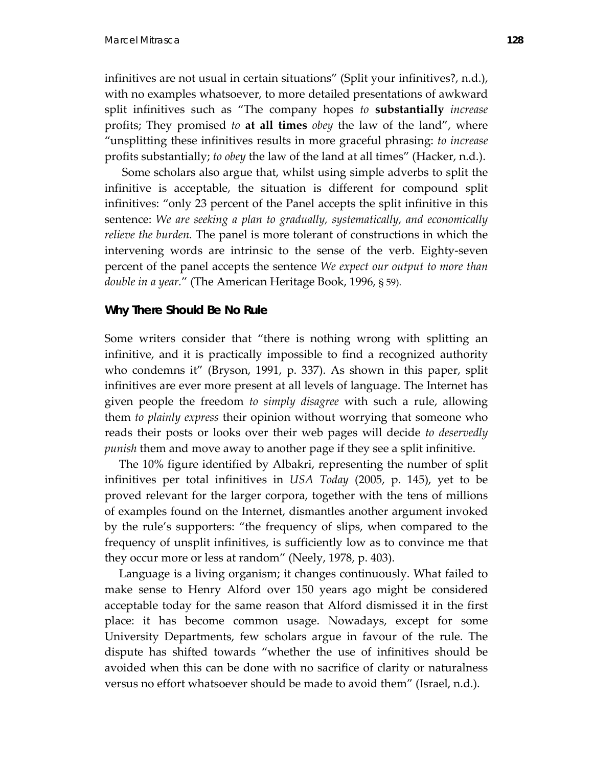infinitives are not usual in certain situations" (Split your infinitives?, n.d.), with no examples whatsoever, to more detailed presentations of awkward split infinitives such as "The company hopes *to* **substantially** *increase* profits; They promised *to* **at all times** *obey* the law of the land", where "unsplitting these infinitives results in more graceful phrasing: *to increase* profits substantially; *to obey* the law of the land at all times" (Hacker, n.d.).

Some scholars also argue that, whilst using simple adverbs to split the infinitive is acceptable, the situation is different for compound split infinitives: "only 23 percent of the Panel accepts the split infinitive in this sentence: *We are seeking a plan to gradually, systematically, and economically relieve the burden.* The panel is more tolerant of constructions in which the intervening words are intrinsic to the sense of the verb. Eighty-seven percent of the panel accepts the sentence *We expect our output to more than double in a year*." (The American Heritage Book, 1996, § 59).

### Why There Should Be No Rule

Some writers consider that "there is nothing wrong with splitting an infinitive, and it is practically impossible to find a recognized authority who condemns it" (Bryson, 1991, p. 337). As shown in this paper, split infinitives are ever more present at all levels of language. The Internet has given people the freedom *to simply disagree* with such a rule, allowing them *to plainly express* their opinion without worrying that someone who reads their posts or looks over their web pages will decide *to deservedly punish* them and move away to another page if they see a split infinitive.

The 10% figure identified by Albakri, representing the number of split infinitives per total infinitives in *USA Today* (2005, p. 145), yet to be proved relevant for the larger corpora, together with the tens of millions of examples found on the Internet, dismantles another argument invoked by the rule's supporters: "the frequency of slips, when compared to the frequency of unsplit infinitives, is sufficiently low as to convince me that they occur more or less at random" (Neely, 1978, p. 403).

Language is a living organism; it changes continuously. What failed to make sense to Henry Alford over 150 years ago might be considered acceptable today for the same reason that Alford dismissed it in the first place: it has become common usage. Nowadays, except for some University Departments, few scholars argue in favour of the rule. The dispute has shifted towards "whether the use of infinitives should be avoided when this can be done with no sacrifice of clarity or naturalness versus no effort whatsoever should be made to avoid them" (Israel, n.d.).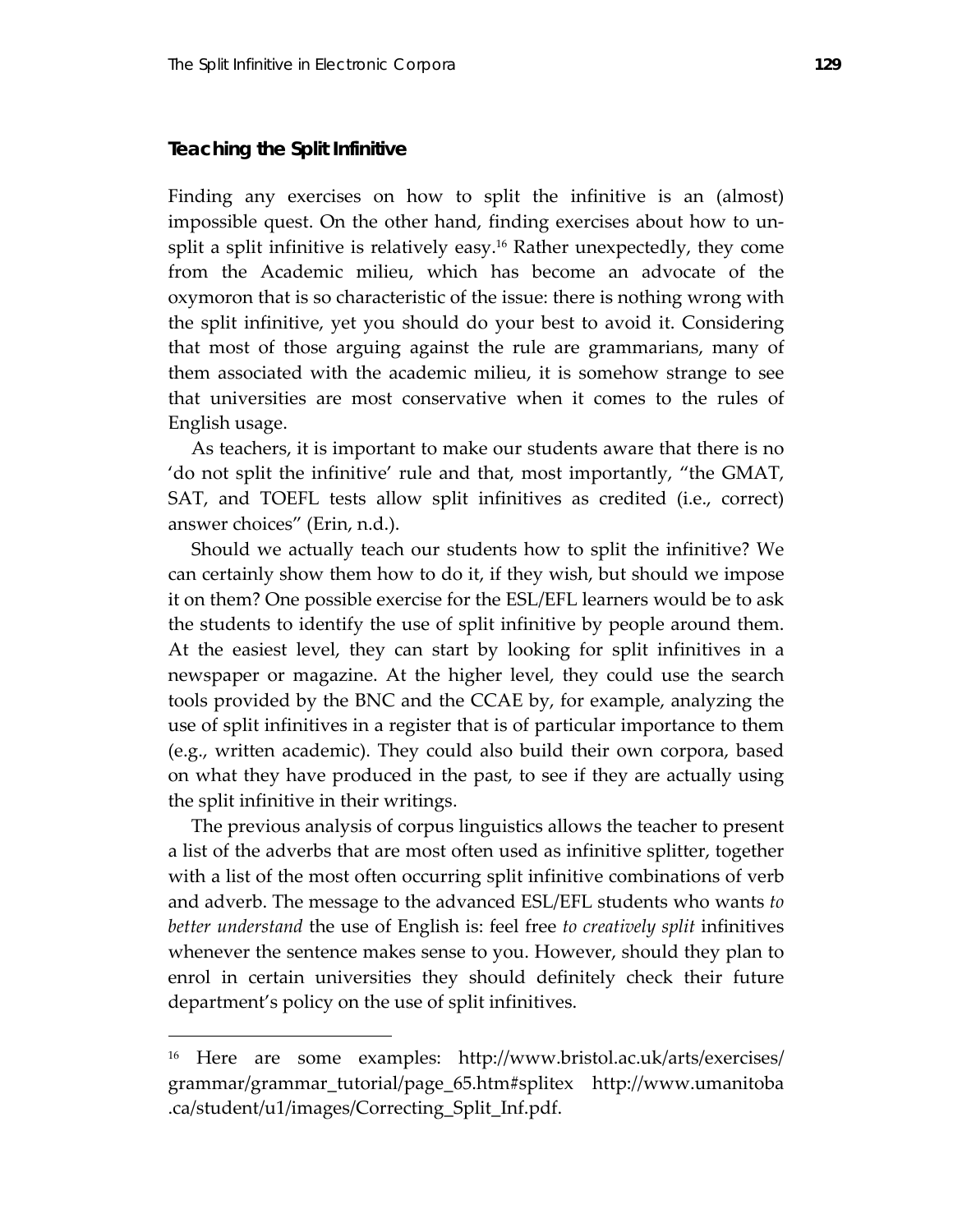### Teaching the Split Infinitive

Finding any exercises on how to split the infinitive is an (almost) impossible quest. On the other hand, finding exercises about how to un-split a split infinitive is relatively easy.[16] Rather unexpectedly, they come from the Academic milieu, which has become an advocate of the oxymoron that is so characteristic of the issue: there is nothing wrong with the split infinitive, yet you should do your best to avoid it. Considering that most of those arguing against the rule are grammarians, many of them associated with the academic milieu, it is somehow strange to see that universities are most conservative when it comes to the rules of English usage.

As teachers, it is important to make our students aware that there is no 'do not split the infinitive' rule and that, most importantly, "the GMAT, SAT, and TOEFL tests allow split infinitives as credited (i.e., correct) answer choices" (Erin, n.d.).

Should we actually teach our students how to split the infinitive? We can certainly show them how to do it, if they wish, but should we impose it on them? One possible exercise for the ESL/EFL learners would be to ask the students to identify the use of split infinitive by people around them. At the easiest level, they can start by looking for split infinitives in a newspaper or magazine. At the higher level, they could use the search tools provided by the BNC and the CCAE by, for example, analyzing the use of split infinitives in a register that is of particular importance to them (e.g., written academic). They could also build their own corpora, based on what they have produced in the past, to see if they are actually using the split infinitive in their writings.

The previous analysis of corpus linguistics allows the teacher to present a list of the adverbs that are most often used as infinitive splitter, together with a list of the most often occurring split infinitive combinations of verb and adverb. The message to the advanced ESL/EFL students who wants *to better understand* the use of English is: feel free *to creatively split* infinitives whenever the sentence makes sense to you. However, should they plan to enrol in certain universities they should definitely check their future department's policy on the use of split infinitives.

---

[16] Here are some examples: http://www.bristol.ac.uk/arts/exercises/grammar/grammar_tutorial/page_65.htm#splitex http://www.umanitoba.ca/student/u1/images/Correcting_Split_Inf.pdf.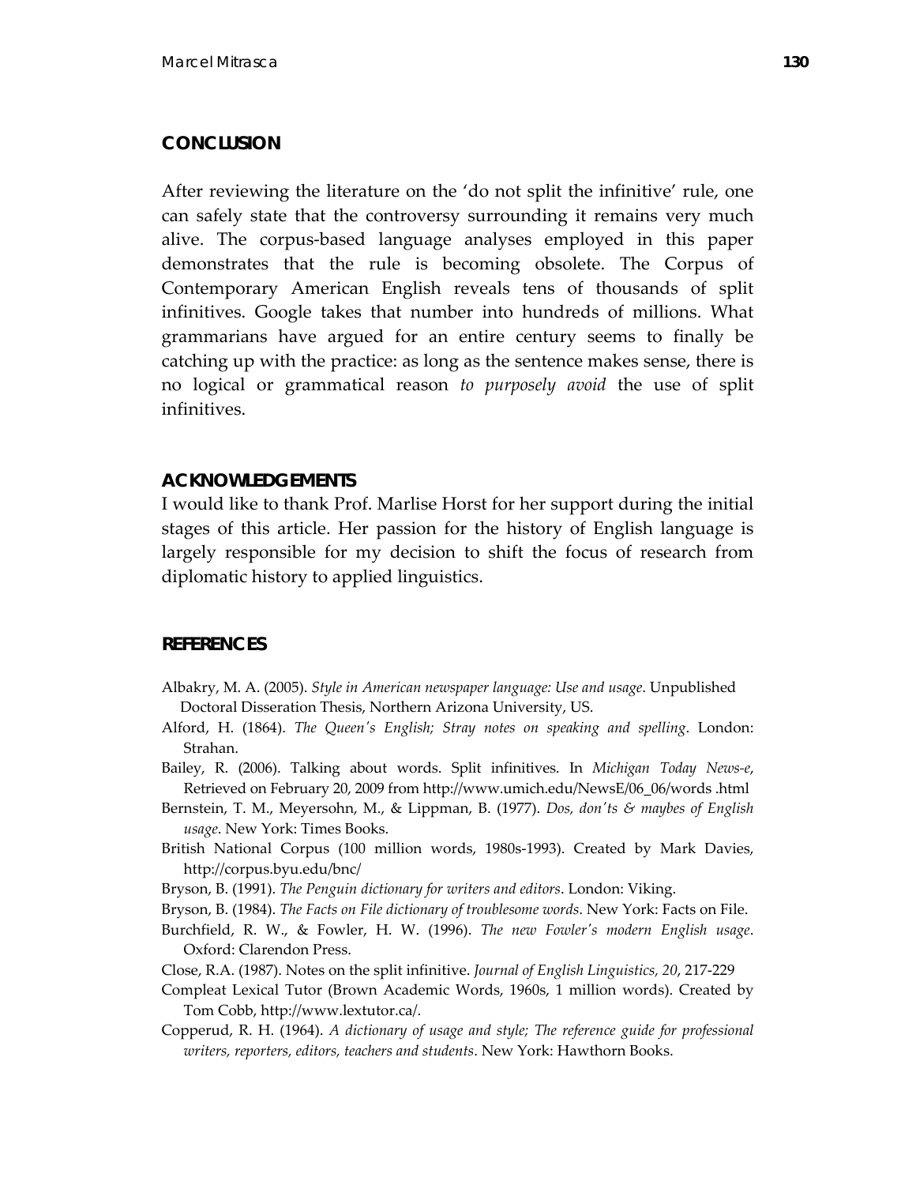## CONCLUSION

After reviewing the literature on the 'do not split the infinitive' rule, one can safely state that the controversy surrounding it remains very much alive. The corpus-based language analyses employed in this paper demonstrates that the rule is becoming obsolete. The Corpus of Contemporary American English reveals tens of thousands of split infinitives. Google takes that number into hundreds of millions. What grammarians have argued for an entire century seems to finally be catching up with the practice: as long as the sentence makes sense, there is no logical or grammatical reason *to purposely avoid* the use of split infinitives.

## ACKNOWLEDGEMENTS

I would like to thank Prof. Marlise Horst for her support during the initial stages of this article. Her passion for the history of English language is largely responsible for my decision to shift the focus of research from diplomatic history to applied linguistics.

## REFERENCES

Albakry, M. A. (2005). *Style in American newspaper language: Use and usage*. Unpublished Doctoral Disseration Thesis, Northern Arizona University, US.

Alford, H. (1864). *The Queen's English; Stray notes on speaking and spelling*. London: Strahan.

Bailey, R. (2006). Talking about words. Split infinitives. In *Michigan Today News-e*, Retrieved on February 20, 2009 from http://www.umich.edu/NewsE/06_06/words .html

Bernstein, T. M., Meyersohn, M., & Lippman, B. (1977). *Dos, don'ts & maybes of English usage*. New York: Times Books.

British National Corpus (100 million words, 1980s-1993). Created by Mark Davies, http://corpus.byu.edu/bnc/

Bryson, B. (1991). *The Penguin dictionary for writers and editors*. London: Viking.

Bryson, B. (1984). *The Facts on File dictionary of troublesome words*. New York: Facts on File.

Burchfield, R. W., & Fowler, H. W. (1996). *The new Fowler's modern English usage*. Oxford: Clarendon Press.

Close, R.A. (1987). Notes on the split infinitive. *Journal of English Linguistics, 20*, 217-229

Compleat Lexical Tutor (Brown Academic Words, 1960s, 1 million words). Created by Tom Cobb, http://www.lextutor.ca/.

Copperud, R. H. (1964). *A dictionary of usage and style; The reference guide for professional writers, reporters, editors, teachers and students*. New York: Hawthorn Books.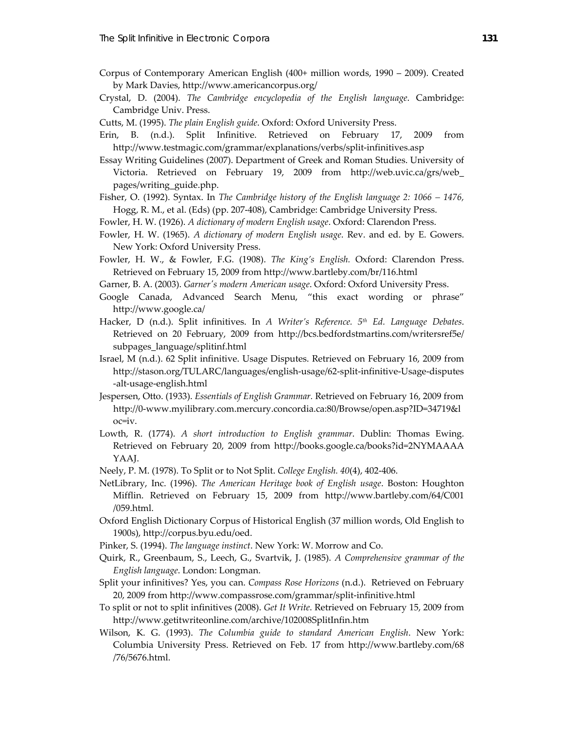Corpus of Contemporary American English (400+ million words, 1990 – 2009). Created by Mark Davies, http://www.americancorpus.org/

Crystal, D. (2004). *The Cambridge encyclopedia of the English language*. Cambridge: Cambridge Univ. Press.

Cutts, M. (1995). *The plain English guide*. Oxford: Oxford University Press.

Erin, B. (n.d.). Split Infinitive. Retrieved on February 17, 2009 from http://www.testmagic.com/grammar/explanations/verbs/split-infinitives.asp

Essay Writing Guidelines (2007). Department of Greek and Roman Studies. University of Victoria. Retrieved on February 19, 2009 from http://web.uvic.ca/grs/web_pages/writing_guide.php.

Fisher, O. (1992). Syntax. In *The Cambridge history of the English language 2: 1066 – 1476,* Hogg, R. M., et al. (Eds) (pp. 207-408), Cambridge: Cambridge University Press.

Fowler, H. W. (1926). *A dictionary of modern English usage*. Oxford: Clarendon Press.

Fowler, H. W. (1965). *A dictionary of modern English usage*. Rev. and ed. by E. Gowers. New York: Oxford University Press.

Fowler, H. W., & Fowler, F.G. (1908). *The King's English.* Oxford: Clarendon Press. Retrieved on February 15, 2009 from http://www.bartleby.com/br/116.html

Garner, B. A. (2003). *Garner's modern American usage*. Oxford: Oxford University Press.

Google Canada, Advanced Search Menu, "this exact wording or phrase" http://www.google.ca/

Hacker, D (n.d.). Split infinitives. In *A Writer's Reference. 5th Ed. Language Debates*. Retrieved on 20 February, 2009 from http://bcs.bedfordstmartins.com/writersref5e/subpages_language/splitinf.html

Israel, M (n.d.). 62 Split infinitive. Usage Disputes. Retrieved on February 16, 2009 from http://stason.org/TULARC/languages/english-usage/62-split-infinitive-Usage-disputes-alt-usage-english.html

Jespersen, Otto. (1933). *Essentials of English Grammar.* Retrieved on February 16, 2009 from http://0-www.myilibrary.com.mercury.concordia.ca:80/Browse/open.asp?ID=34719&loc=iv.

Lowth, R. (1774). *A short introduction to English grammar*. Dublin: Thomas Ewing. Retrieved on February 20, 2009 from http://books.google.ca/books?id=2NYMAAAAYAAJ.

Neely, P. M. (1978). To Split or to Not Split. *College English. 40*(4), 402-406.

NetLibrary, Inc. (1996). *The American Heritage book of English usage*. Boston: Houghton Mifflin. Retrieved on February 15, 2009 from http://www.bartleby.com/64/C001/059.html.

Oxford English Dictionary Corpus of Historical English (37 million words, Old English to 1900s), http://corpus.byu.edu/oed.

Pinker, S. (1994). *The language instinct*. New York: W. Morrow and Co.

Quirk, R., Greenbaum, S., Leech, G., Svartvik, J. (1985). *A Comprehensive grammar of the English language*. London: Longman.

Split your infinitives? Yes, you can. *Compass Rose Horizons* (n.d.). Retrieved on February 20, 2009 from http://www.compassrose.com/grammar/split-infinitive.html

To split or not to split infinitives (2008). *Get It Write*. Retrieved on February 15, 2009 from http://www.getitwriteonline.com/archive/102008SplitInfin.htm

Wilson, K. G. (1993). *The Columbia guide to standard American English*. New York: Columbia University Press. Retrieved on Feb. 17 from http://www.bartleby.com/68/76/5676.html.